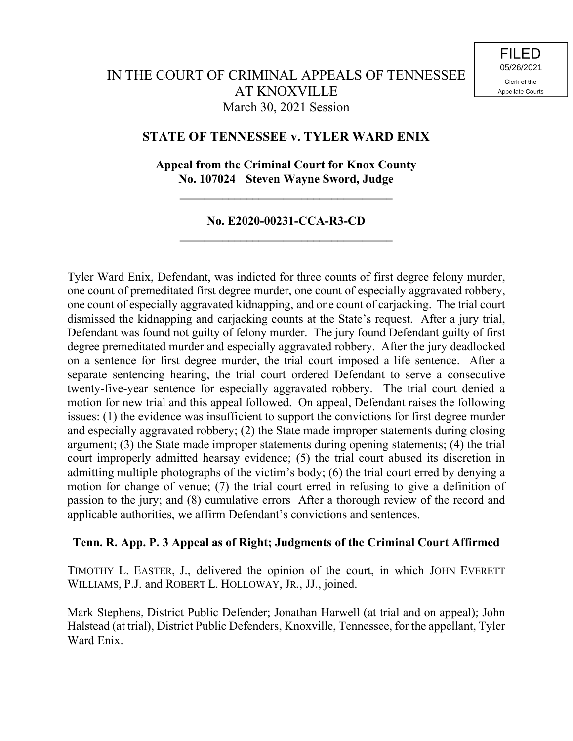FILED
05/26/2021
Clerk of the
Appellate Courts

IN THE COURT OF CRIMINAL APPEALS OF TENNESSEE
AT KNOXVILLE
March 30, 2021 Session

**STATE OF TENNESSEE v. TYLER WARD ENIX**

**Appeal from the Criminal Court for Knox County**
**No. 107024 Steven Wayne Sword, Judge**

---

**No. E2020-00231-CCA-R3-CD**

---

Tyler Ward Enix, Defendant, was indicted for three counts of first degree felony murder, one count of premeditated first degree murder, one count of especially aggravated robbery, one count of especially aggravated kidnapping, and one count of carjacking. The trial court dismissed the kidnapping and carjacking counts at the State's request. After a jury trial, Defendant was found not guilty of felony murder. The jury found Defendant guilty of first degree premeditated murder and especially aggravated robbery. After the jury deadlocked on a sentence for first degree murder, the trial court imposed a life sentence. After a separate sentencing hearing, the trial court ordered Defendant to serve a consecutive twenty-five-year sentence for especially aggravated robbery. The trial court denied a motion for new trial and this appeal followed. On appeal, Defendant raises the following issues: (1) the evidence was insufficient to support the convictions for first degree murder and especially aggravated robbery; (2) the State made improper statements during closing argument; (3) the State made improper statements during opening statements; (4) the trial court improperly admitted hearsay evidence; (5) the trial court abused its discretion in admitting multiple photographs of the victim's body; (6) the trial court erred by denying a motion for change of venue; (7) the trial court erred in refusing to give a definition of passion to the jury; and (8) cumulative errors After a thorough review of the record and applicable authorities, we affirm Defendant's convictions and sentences.

**Tenn. R. App. P. 3 Appeal as of Right; Judgments of the Criminal Court Affirmed**

TIMOTHY L. EASTER, J., delivered the opinion of the court, in which JOHN EVERETT WILLIAMS, P.J. and ROBERT L. HOLLOWAY, JR., JJ., joined.

Mark Stephens, District Public Defender; Jonathan Harwell (at trial and on appeal); John Halstead (at trial), District Public Defenders, Knoxville, Tennessee, for the appellant, Tyler Ward Enix.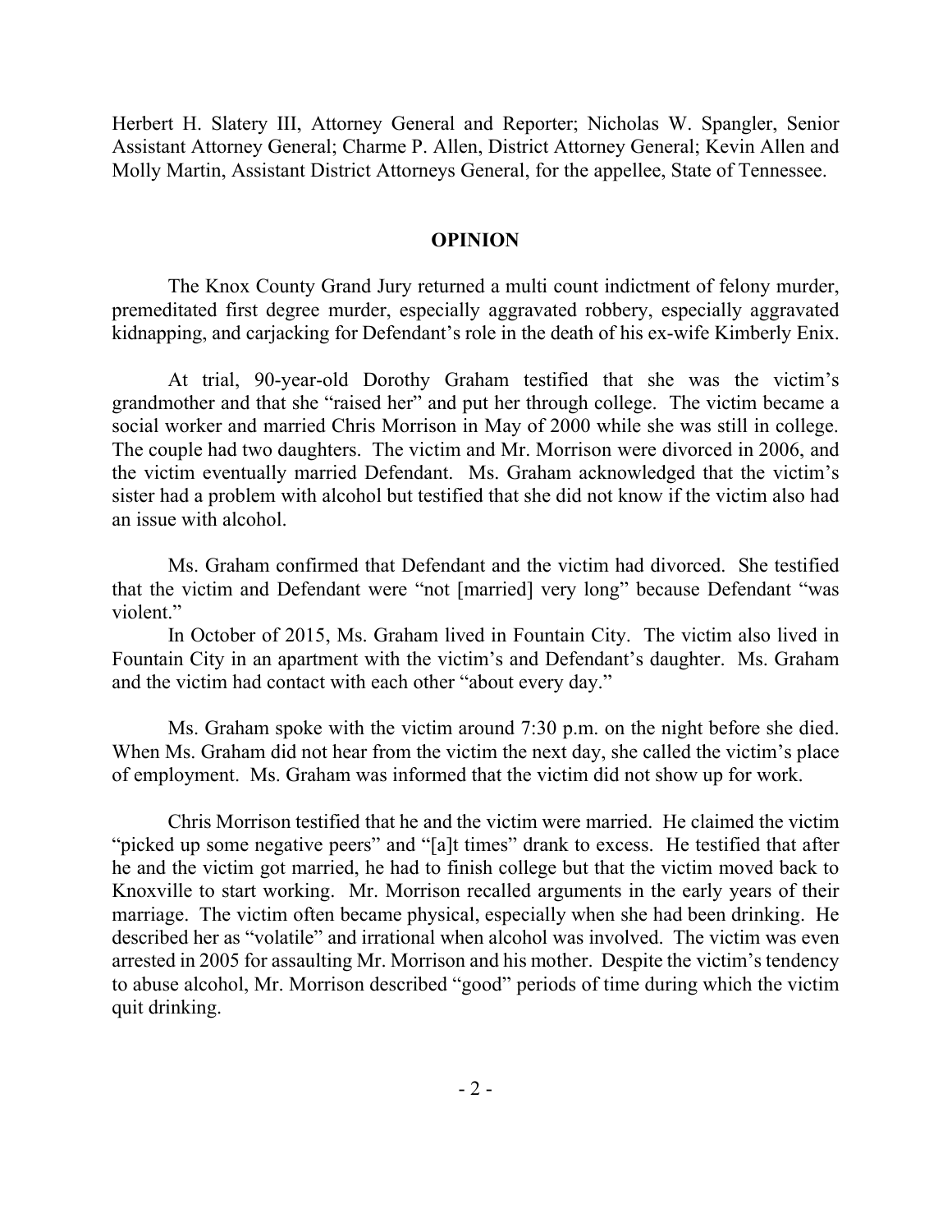Herbert H. Slatery III, Attorney General and Reporter; Nicholas W. Spangler, Senior Assistant Attorney General; Charme P. Allen, District Attorney General; Kevin Allen and Molly Martin, Assistant District Attorneys General, for the appellee, State of Tennessee.

## OPINION

The Knox County Grand Jury returned a multi count indictment of felony murder, premeditated first degree murder, especially aggravated robbery, especially aggravated kidnapping, and carjacking for Defendant's role in the death of his ex-wife Kimberly Enix.

At trial, 90-year-old Dorothy Graham testified that she was the victim's grandmother and that she "raised her" and put her through college. The victim became a social worker and married Chris Morrison in May of 2000 while she was still in college. The couple had two daughters. The victim and Mr. Morrison were divorced in 2006, and the victim eventually married Defendant. Ms. Graham acknowledged that the victim's sister had a problem with alcohol but testified that she did not know if the victim also had an issue with alcohol.

Ms. Graham confirmed that Defendant and the victim had divorced. She testified that the victim and Defendant were "not [married] very long" because Defendant "was violent."

In October of 2015, Ms. Graham lived in Fountain City. The victim also lived in Fountain City in an apartment with the victim's and Defendant's daughter. Ms. Graham and the victim had contact with each other "about every day."

Ms. Graham spoke with the victim around 7:30 p.m. on the night before she died. When Ms. Graham did not hear from the victim the next day, she called the victim's place of employment. Ms. Graham was informed that the victim did not show up for work.

Chris Morrison testified that he and the victim were married. He claimed the victim "picked up some negative peers" and "[a]t times" drank to excess. He testified that after he and the victim got married, he had to finish college but that the victim moved back to Knoxville to start working. Mr. Morrison recalled arguments in the early years of their marriage. The victim often became physical, especially when she had been drinking. He described her as "volatile" and irrational when alcohol was involved. The victim was even arrested in 2005 for assaulting Mr. Morrison and his mother. Despite the victim's tendency to abuse alcohol, Mr. Morrison described "good" periods of time during which the victim quit drinking.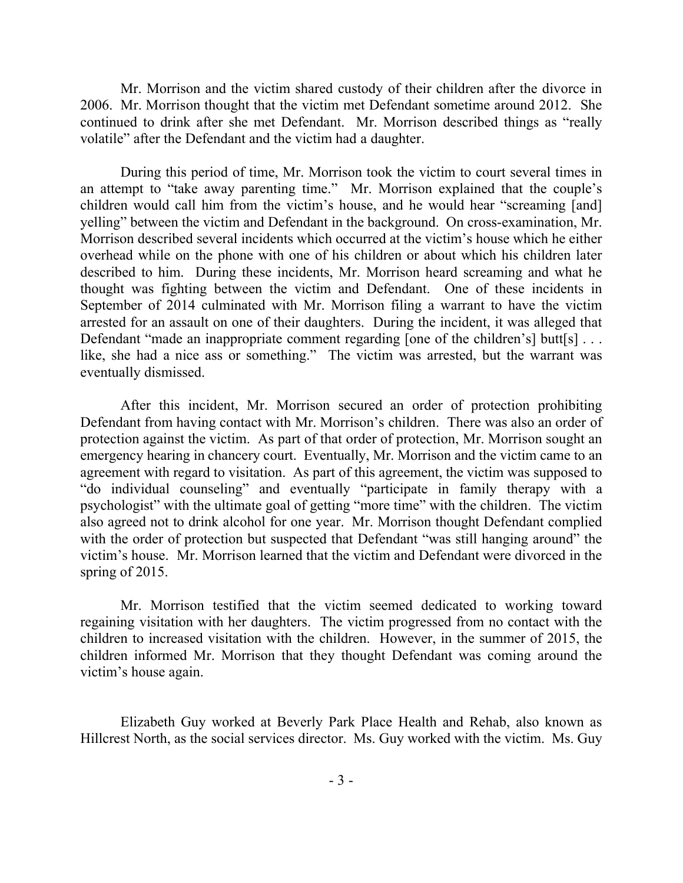Mr. Morrison and the victim shared custody of their children after the divorce in 2006. Mr. Morrison thought that the victim met Defendant sometime around 2012. She continued to drink after she met Defendant. Mr. Morrison described things as "really volatile" after the Defendant and the victim had a daughter.

During this period of time, Mr. Morrison took the victim to court several times in an attempt to "take away parenting time." Mr. Morrison explained that the couple's children would call him from the victim's house, and he would hear "screaming [and] yelling" between the victim and Defendant in the background. On cross-examination, Mr. Morrison described several incidents which occurred at the victim's house which he either overhead while on the phone with one of his children or about which his children later described to him. During these incidents, Mr. Morrison heard screaming and what he thought was fighting between the victim and Defendant. One of these incidents in September of 2014 culminated with Mr. Morrison filing a warrant to have the victim arrested for an assault on one of their daughters. During the incident, it was alleged that Defendant "made an inappropriate comment regarding [one of the children's] butt[s] . . . like, she had a nice ass or something." The victim was arrested, but the warrant was eventually dismissed.

After this incident, Mr. Morrison secured an order of protection prohibiting Defendant from having contact with Mr. Morrison's children. There was also an order of protection against the victim. As part of that order of protection, Mr. Morrison sought an emergency hearing in chancery court. Eventually, Mr. Morrison and the victim came to an agreement with regard to visitation. As part of this agreement, the victim was supposed to "do individual counseling" and eventually "participate in family therapy with a psychologist" with the ultimate goal of getting "more time" with the children. The victim also agreed not to drink alcohol for one year. Mr. Morrison thought Defendant complied with the order of protection but suspected that Defendant "was still hanging around" the victim's house. Mr. Morrison learned that the victim and Defendant were divorced in the spring of 2015.

Mr. Morrison testified that the victim seemed dedicated to working toward regaining visitation with her daughters. The victim progressed from no contact with the children to increased visitation with the children. However, in the summer of 2015, the children informed Mr. Morrison that they thought Defendant was coming around the victim's house again.

Elizabeth Guy worked at Beverly Park Place Health and Rehab, also known as Hillcrest North, as the social services director. Ms. Guy worked with the victim. Ms. Guy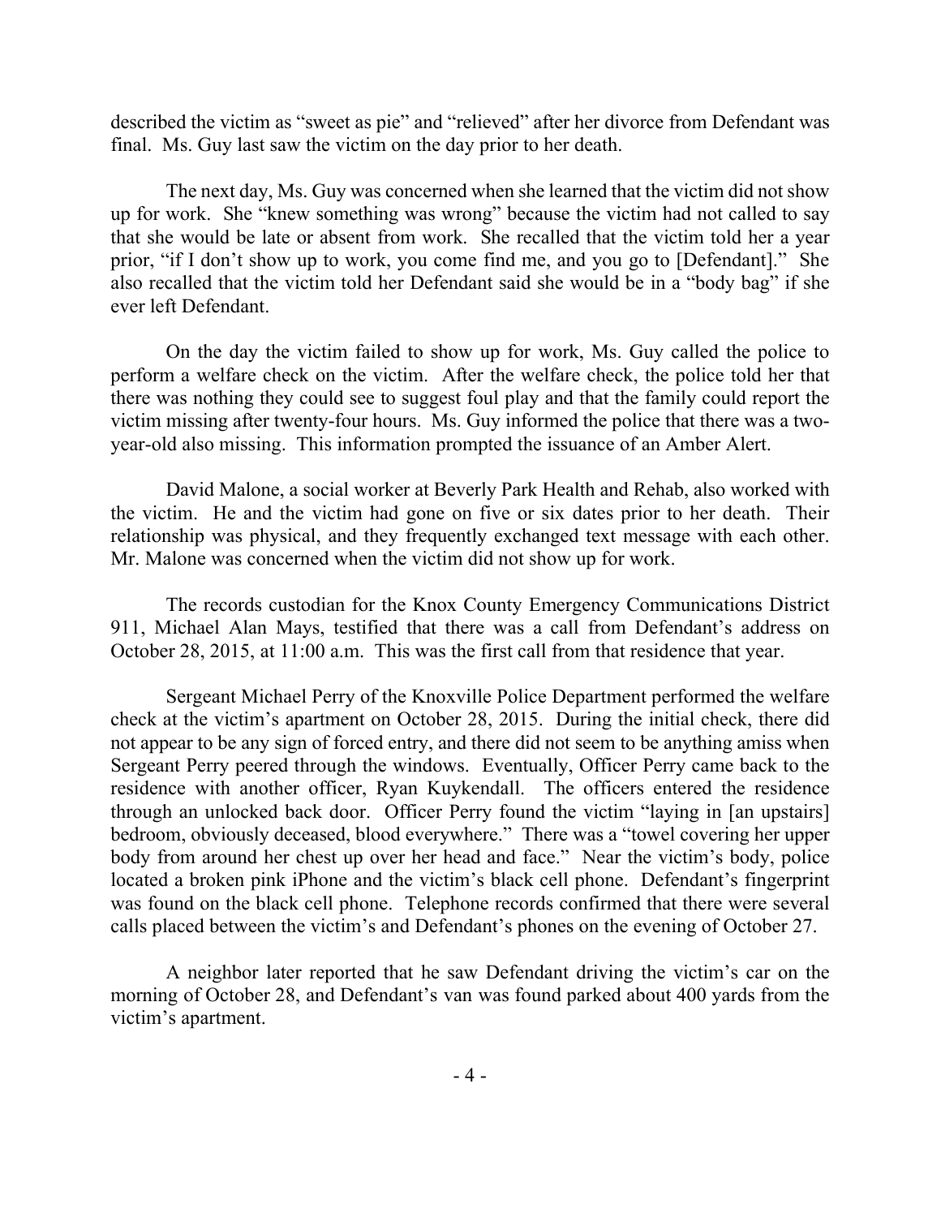described the victim as "sweet as pie" and "relieved" after her divorce from Defendant was final. Ms. Guy last saw the victim on the day prior to her death.

The next day, Ms. Guy was concerned when she learned that the victim did not show up for work. She "knew something was wrong" because the victim had not called to say that she would be late or absent from work. She recalled that the victim told her a year prior, "if I don't show up to work, you come find me, and you go to [Defendant]." She also recalled that the victim told her Defendant said she would be in a "body bag" if she ever left Defendant.

On the day the victim failed to show up for work, Ms. Guy called the police to perform a welfare check on the victim. After the welfare check, the police told her that there was nothing they could see to suggest foul play and that the family could report the victim missing after twenty-four hours. Ms. Guy informed the police that there was a two-year-old also missing. This information prompted the issuance of an Amber Alert.

David Malone, a social worker at Beverly Park Health and Rehab, also worked with the victim. He and the victim had gone on five or six dates prior to her death. Their relationship was physical, and they frequently exchanged text message with each other. Mr. Malone was concerned when the victim did not show up for work.

The records custodian for the Knox County Emergency Communications District 911, Michael Alan Mays, testified that there was a call from Defendant's address on October 28, 2015, at 11:00 a.m. This was the first call from that residence that year.

Sergeant Michael Perry of the Knoxville Police Department performed the welfare check at the victim's apartment on October 28, 2015. During the initial check, there did not appear to be any sign of forced entry, and there did not seem to be anything amiss when Sergeant Perry peered through the windows. Eventually, Officer Perry came back to the residence with another officer, Ryan Kuykendall. The officers entered the residence through an unlocked back door. Officer Perry found the victim "laying in [an upstairs] bedroom, obviously deceased, blood everywhere." There was a "towel covering her upper body from around her chest up over her head and face." Near the victim's body, police located a broken pink iPhone and the victim's black cell phone. Defendant's fingerprint was found on the black cell phone. Telephone records confirmed that there were several calls placed between the victim's and Defendant's phones on the evening of October 27.

A neighbor later reported that he saw Defendant driving the victim's car on the morning of October 28, and Defendant's van was found parked about 400 yards from the victim's apartment.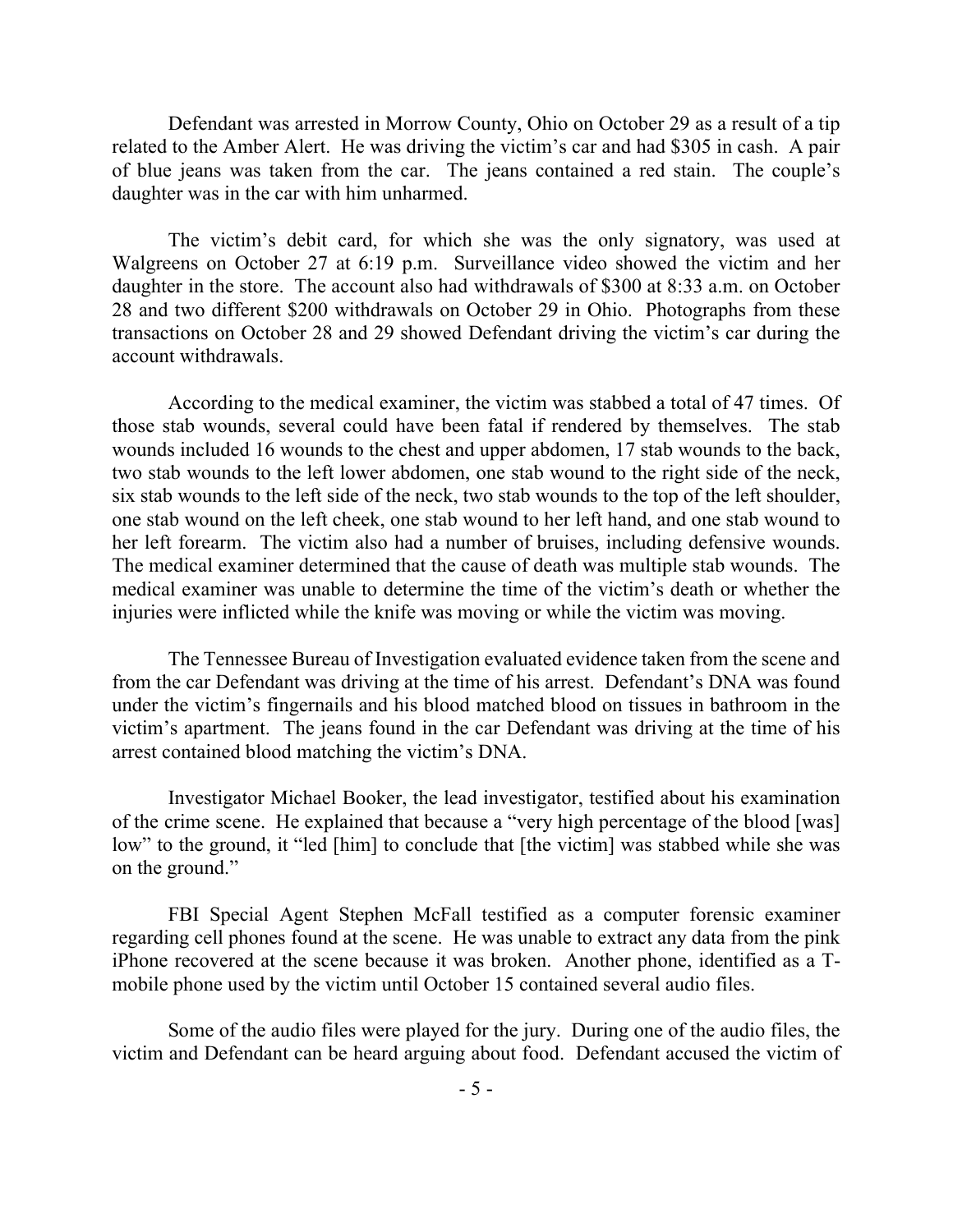Defendant was arrested in Morrow County, Ohio on October 29 as a result of a tip related to the Amber Alert. He was driving the victim's car and had $305 in cash. A pair of blue jeans was taken from the car. The jeans contained a red stain. The couple's daughter was in the car with him unharmed.

The victim's debit card, for which she was the only signatory, was used at Walgreens on October 27 at 6:19 p.m. Surveillance video showed the victim and her daughter in the store. The account also had withdrawals of $300 at 8:33 a.m. on October 28 and two different $200 withdrawals on October 29 in Ohio. Photographs from these transactions on October 28 and 29 showed Defendant driving the victim's car during the account withdrawals.

According to the medical examiner, the victim was stabbed a total of 47 times. Of those stab wounds, several could have been fatal if rendered by themselves. The stab wounds included 16 wounds to the chest and upper abdomen, 17 stab wounds to the back, two stab wounds to the left lower abdomen, one stab wound to the right side of the neck, six stab wounds to the left side of the neck, two stab wounds to the top of the left shoulder, one stab wound on the left cheek, one stab wound to her left hand, and one stab wound to her left forearm. The victim also had a number of bruises, including defensive wounds. The medical examiner determined that the cause of death was multiple stab wounds. The medical examiner was unable to determine the time of the victim's death or whether the injuries were inflicted while the knife was moving or while the victim was moving.

The Tennessee Bureau of Investigation evaluated evidence taken from the scene and from the car Defendant was driving at the time of his arrest. Defendant's DNA was found under the victim's fingernails and his blood matched blood on tissues in bathroom in the victim's apartment. The jeans found in the car Defendant was driving at the time of his arrest contained blood matching the victim's DNA.

Investigator Michael Booker, the lead investigator, testified about his examination of the crime scene. He explained that because a "very high percentage of the blood [was] low" to the ground, it "led [him] to conclude that [the victim] was stabbed while she was on the ground."

FBI Special Agent Stephen McFall testified as a computer forensic examiner regarding cell phones found at the scene. He was unable to extract any data from the pink iPhone recovered at the scene because it was broken. Another phone, identified as a T-mobile phone used by the victim until October 15 contained several audio files.

Some of the audio files were played for the jury. During one of the audio files, the victim and Defendant can be heard arguing about food. Defendant accused the victim of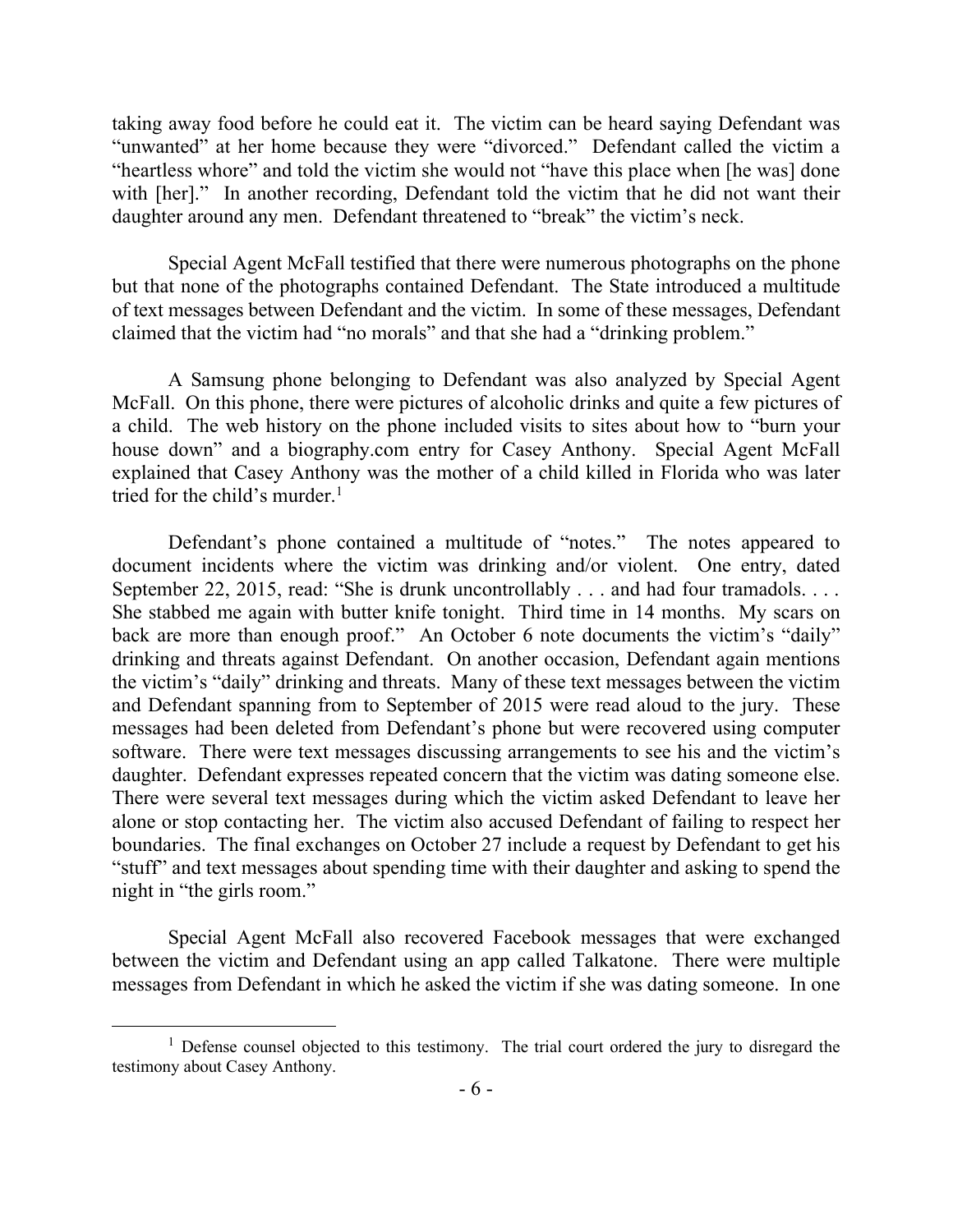taking away food before he could eat it. The victim can be heard saying Defendant was "unwanted" at her home because they were "divorced." Defendant called the victim a "heartless whore" and told the victim she would not "have this place when [he was] done with [her]." In another recording, Defendant told the victim that he did not want their daughter around any men. Defendant threatened to "break" the victim's neck.

Special Agent McFall testified that there were numerous photographs on the phone but that none of the photographs contained Defendant. The State introduced a multitude of text messages between Defendant and the victim. In some of these messages, Defendant claimed that the victim had "no morals" and that she had a "drinking problem."

A Samsung phone belonging to Defendant was also analyzed by Special Agent McFall. On this phone, there were pictures of alcoholic drinks and quite a few pictures of a child. The web history on the phone included visits to sites about how to "burn your house down" and a biography.com entry for Casey Anthony. Special Agent McFall explained that Casey Anthony was the mother of a child killed in Florida who was later tried for the child's murder.[1]

Defendant's phone contained a multitude of "notes." The notes appeared to document incidents where the victim was drinking and/or violent. One entry, dated September 22, 2015, read: "She is drunk uncontrollably . . . and had four tramadols. . . . She stabbed me again with butter knife tonight. Third time in 14 months. My scars on back are more than enough proof." An October 6 note documents the victim's "daily" drinking and threats against Defendant. On another occasion, Defendant again mentions the victim's "daily" drinking and threats. Many of these text messages between the victim and Defendant spanning from to September of 2015 were read aloud to the jury. These messages had been deleted from Defendant's phone but were recovered using computer software. There were text messages discussing arrangements to see his and the victim's daughter. Defendant expresses repeated concern that the victim was dating someone else. There were several text messages during which the victim asked Defendant to leave her alone or stop contacting her. The victim also accused Defendant of failing to respect her boundaries. The final exchanges on October 27 include a request by Defendant to get his "stuff" and text messages about spending time with their daughter and asking to spend the night in "the girls room."

Special Agent McFall also recovered Facebook messages that were exchanged between the victim and Defendant using an app called Talkatone. There were multiple messages from Defendant in which he asked the victim if she was dating someone. In one

[1] Defense counsel objected to this testimony. The trial court ordered the jury to disregard the testimony about Casey Anthony.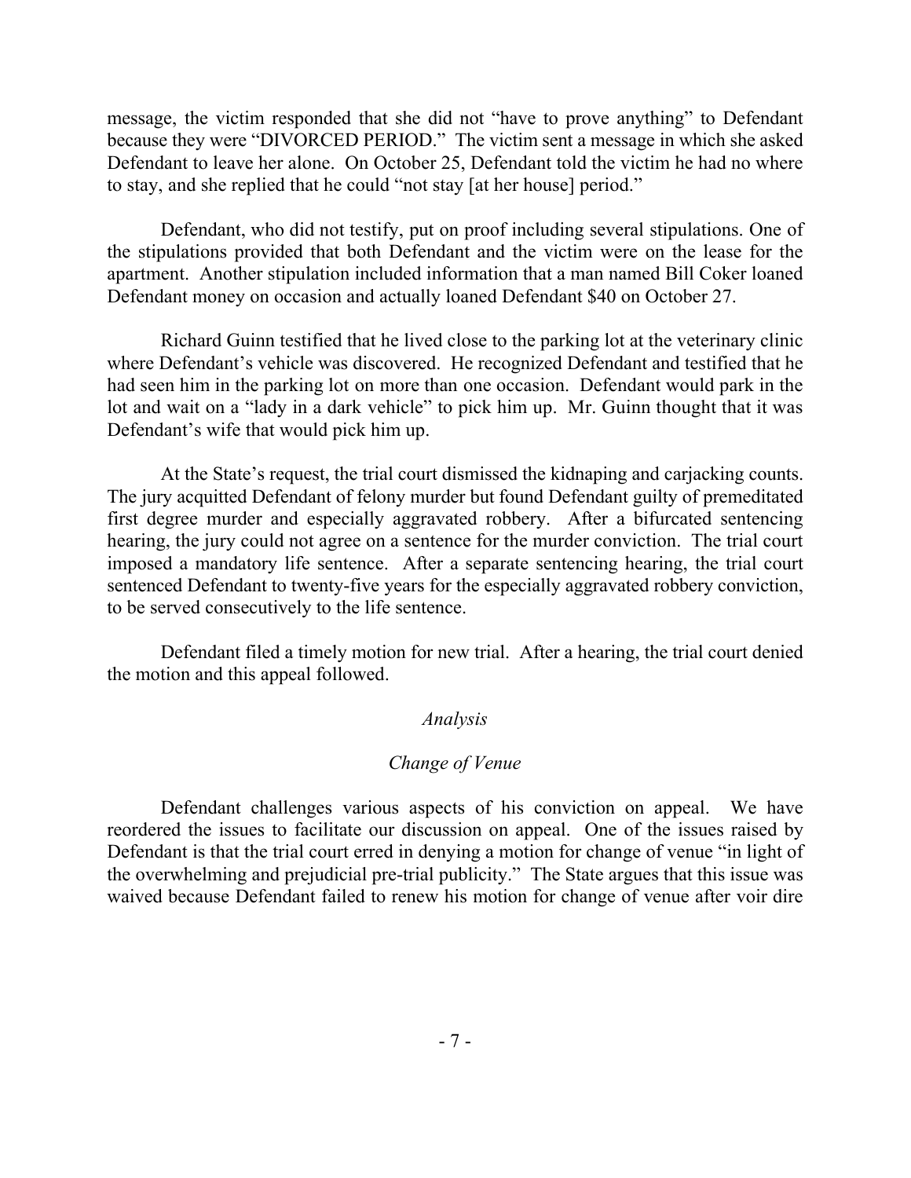message, the victim responded that she did not "have to prove anything" to Defendant because they were "DIVORCED PERIOD." The victim sent a message in which she asked Defendant to leave her alone. On October 25, Defendant told the victim he had no where to stay, and she replied that he could "not stay [at her house] period."

Defendant, who did not testify, put on proof including several stipulations. One of the stipulations provided that both Defendant and the victim were on the lease for the apartment. Another stipulation included information that a man named Bill Coker loaned Defendant money on occasion and actually loaned Defendant $40 on October 27.

Richard Guinn testified that he lived close to the parking lot at the veterinary clinic where Defendant's vehicle was discovered. He recognized Defendant and testified that he had seen him in the parking lot on more than one occasion. Defendant would park in the lot and wait on a "lady in a dark vehicle" to pick him up. Mr. Guinn thought that it was Defendant's wife that would pick him up.

At the State's request, the trial court dismissed the kidnaping and carjacking counts. The jury acquitted Defendant of felony murder but found Defendant guilty of premeditated first degree murder and especially aggravated robbery. After a bifurcated sentencing hearing, the jury could not agree on a sentence for the murder conviction. The trial court imposed a mandatory life sentence. After a separate sentencing hearing, the trial court sentenced Defendant to twenty-five years for the especially aggravated robbery conviction, to be served consecutively to the life sentence.

Defendant filed a timely motion for new trial. After a hearing, the trial court denied the motion and this appeal followed.

*Analysis*

*Change of Venue*

Defendant challenges various aspects of his conviction on appeal. We have reordered the issues to facilitate our discussion on appeal. One of the issues raised by Defendant is that the trial court erred in denying a motion for change of venue "in light of the overwhelming and prejudicial pre-trial publicity." The State argues that this issue was waived because Defendant failed to renew his motion for change of venue after voir dire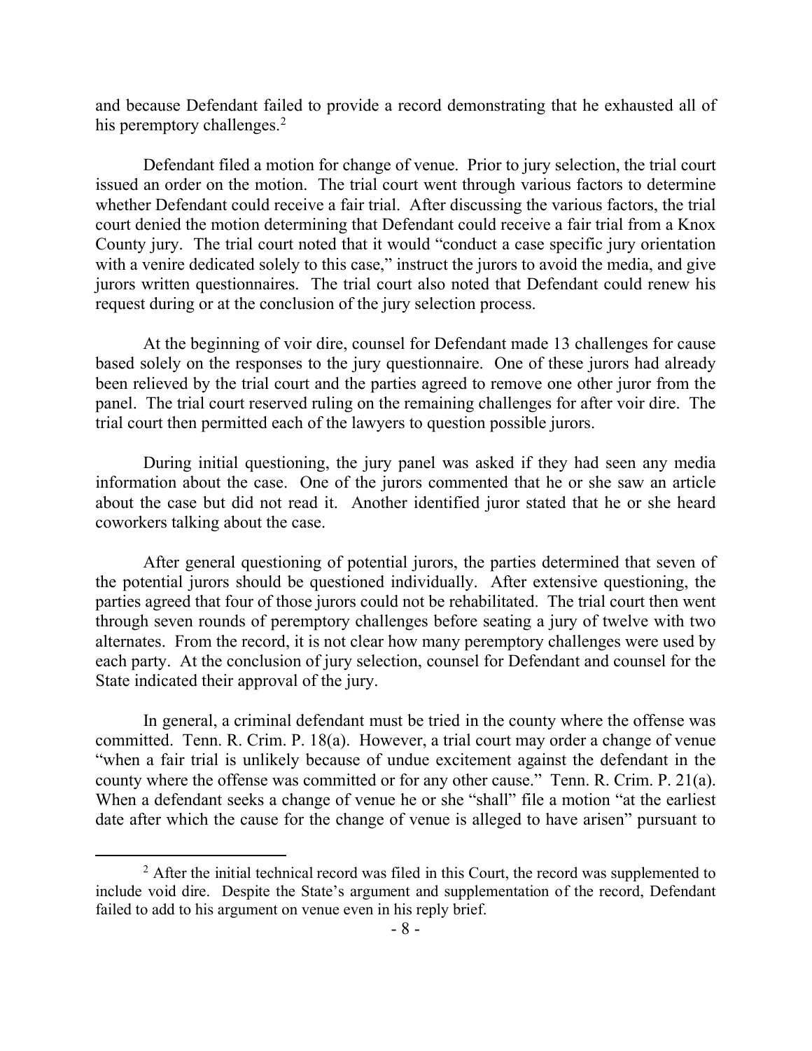and because Defendant failed to provide a record demonstrating that he exhausted all of his peremptory challenges.[2]

Defendant filed a motion for change of venue. Prior to jury selection, the trial court issued an order on the motion. The trial court went through various factors to determine whether Defendant could receive a fair trial. After discussing the various factors, the trial court denied the motion determining that Defendant could receive a fair trial from a Knox County jury. The trial court noted that it would "conduct a case specific jury orientation with a venire dedicated solely to this case," instruct the jurors to avoid the media, and give jurors written questionnaires. The trial court also noted that Defendant could renew his request during or at the conclusion of the jury selection process.

At the beginning of voir dire, counsel for Defendant made 13 challenges for cause based solely on the responses to the jury questionnaire. One of these jurors had already been relieved by the trial court and the parties agreed to remove one other juror from the panel. The trial court reserved ruling on the remaining challenges for after voir dire. The trial court then permitted each of the lawyers to question possible jurors.

During initial questioning, the jury panel was asked if they had seen any media information about the case. One of the jurors commented that he or she saw an article about the case but did not read it. Another identified juror stated that he or she heard coworkers talking about the case.

After general questioning of potential jurors, the parties determined that seven of the potential jurors should be questioned individually. After extensive questioning, the parties agreed that four of those jurors could not be rehabilitated. The trial court then went through seven rounds of peremptory challenges before seating a jury of twelve with two alternates. From the record, it is not clear how many peremptory challenges were used by each party. At the conclusion of jury selection, counsel for Defendant and counsel for the State indicated their approval of the jury.

In general, a criminal defendant must be tried in the county where the offense was committed. Tenn. R. Crim. P. 18(a). However, a trial court may order a change of venue "when a fair trial is unlikely because of undue excitement against the defendant in the county where the offense was committed or for any other cause." Tenn. R. Crim. P. 21(a). When a defendant seeks a change of venue he or she "shall" file a motion "at the earliest date after which the cause for the change of venue is alleged to have arisen" pursuant to

---

[2] After the initial technical record was filed in this Court, the record was supplemented to include void dire. Despite the State's argument and supplementation of the record, Defendant failed to add to his argument on venue even in his reply brief.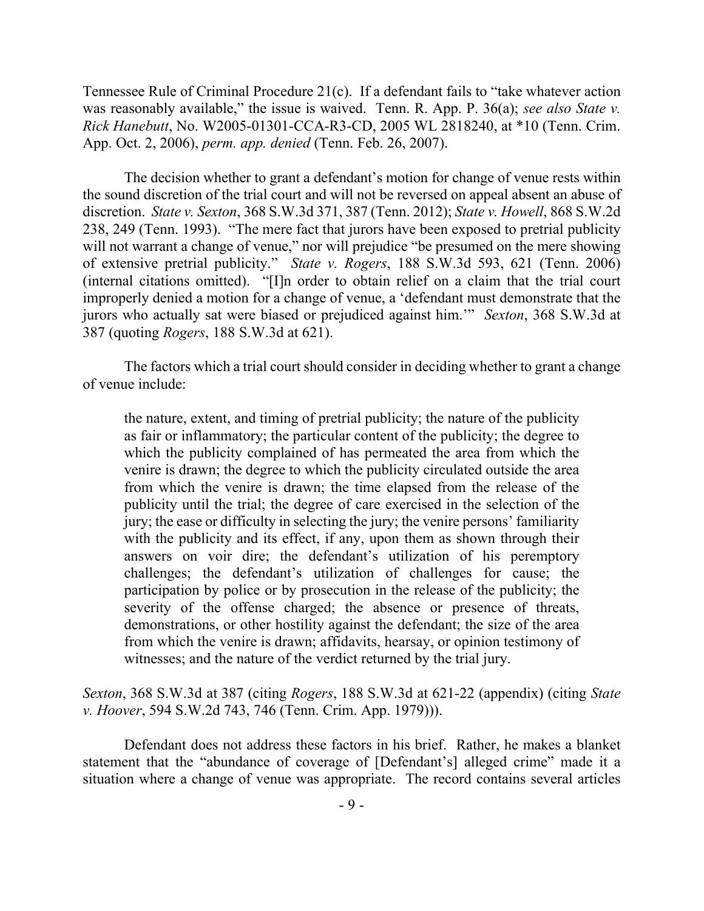Tennessee Rule of Criminal Procedure 21(c). If a defendant fails to "take whatever action was reasonably available," the issue is waived. Tenn. R. App. P. 36(a); *see also State v. Rick Hanebutt*, No. W2005-01301-CCA-R3-CD, 2005 WL 2818240, at *10 (Tenn. Crim. App. Oct. 2, 2006), *perm. app. denied* (Tenn. Feb. 26, 2007).

The decision whether to grant a defendant's motion for change of venue rests within the sound discretion of the trial court and will not be reversed on appeal absent an abuse of discretion. *State v. Sexton*, 368 S.W.3d 371, 387 (Tenn. 2012); *State v. Howell*, 868 S.W.2d 238, 249 (Tenn. 1993). "The mere fact that jurors have been exposed to pretrial publicity will not warrant a change of venue," nor will prejudice "be presumed on the mere showing of extensive pretrial publicity." *State v. Rogers*, 188 S.W.3d 593, 621 (Tenn. 2006) (internal citations omitted). "[I]n order to obtain relief on a claim that the trial court improperly denied a motion for a change of venue, a 'defendant must demonstrate that the jurors who actually sat were biased or prejudiced against him.'" *Sexton*, 368 S.W.3d at 387 (quoting *Rogers*, 188 S.W.3d at 621).

The factors which a trial court should consider in deciding whether to grant a change of venue include:

> the nature, extent, and timing of pretrial publicity; the nature of the publicity as fair or inflammatory; the particular content of the publicity; the degree to which the publicity complained of has permeated the area from which the venire is drawn; the degree to which the publicity circulated outside the area from which the venire is drawn; the time elapsed from the release of the publicity until the trial; the degree of care exercised in the selection of the jury; the ease or difficulty in selecting the jury; the venire persons' familiarity with the publicity and its effect, if any, upon them as shown through their answers on voir dire; the defendant's utilization of his peremptory challenges; the defendant's utilization of challenges for cause; the participation by police or by prosecution in the release of the publicity; the severity of the offense charged; the absence or presence of threats, demonstrations, or other hostility against the defendant; the size of the area from which the venire is drawn; affidavits, hearsay, or opinion testimony of witnesses; and the nature of the verdict returned by the trial jury.

*Sexton*, 368 S.W.3d at 387 (citing *Rogers*, 188 S.W.3d at 621-22 (appendix) (citing *State v. Hoover*, 594 S.W.2d 743, 746 (Tenn. Crim. App. 1979))).

Defendant does not address these factors in his brief. Rather, he makes a blanket statement that the "abundance of coverage of [Defendant's] alleged crime" made it a situation where a change of venue was appropriate. The record contains several articles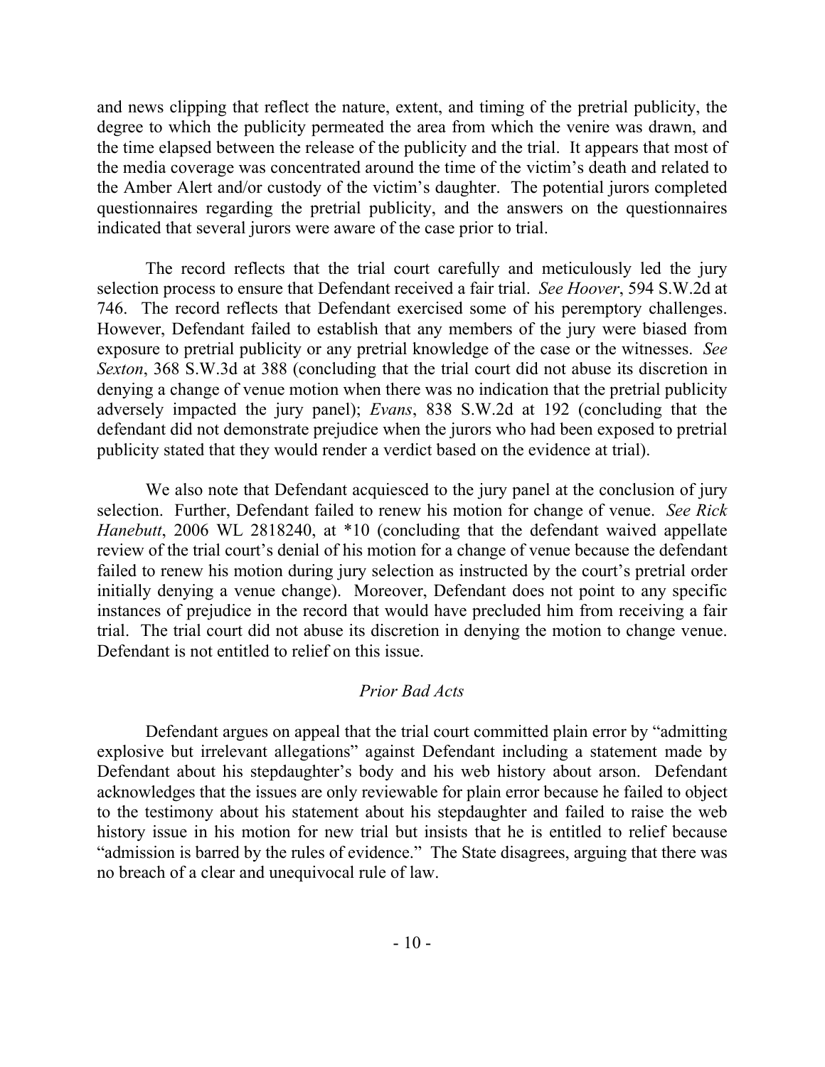and news clipping that reflect the nature, extent, and timing of the pretrial publicity, the degree to which the publicity permeated the area from which the venire was drawn, and the time elapsed between the release of the publicity and the trial. It appears that most of the media coverage was concentrated around the time of the victim's death and related to the Amber Alert and/or custody of the victim's daughter. The potential jurors completed questionnaires regarding the pretrial publicity, and the answers on the questionnaires indicated that several jurors were aware of the case prior to trial.

The record reflects that the trial court carefully and meticulously led the jury selection process to ensure that Defendant received a fair trial. *See Hoover*, 594 S.W.2d at 746. The record reflects that Defendant exercised some of his peremptory challenges. However, Defendant failed to establish that any members of the jury were biased from exposure to pretrial publicity or any pretrial knowledge of the case or the witnesses. *See Sexton*, 368 S.W.3d at 388 (concluding that the trial court did not abuse its discretion in denying a change of venue motion when there was no indication that the pretrial publicity adversely impacted the jury panel); *Evans*, 838 S.W.2d at 192 (concluding that the defendant did not demonstrate prejudice when the jurors who had been exposed to pretrial publicity stated that they would render a verdict based on the evidence at trial).

We also note that Defendant acquiesced to the jury panel at the conclusion of jury selection. Further, Defendant failed to renew his motion for change of venue. *See Rick Hanebutt*, 2006 WL 2818240, at *10 (concluding that the defendant waived appellate review of the trial court's denial of his motion for a change of venue because the defendant failed to renew his motion during jury selection as instructed by the court's pretrial order initially denying a venue change). Moreover, Defendant does not point to any specific instances of prejudice in the record that would have precluded him from receiving a fair trial. The trial court did not abuse its discretion in denying the motion to change venue. Defendant is not entitled to relief on this issue.

### *Prior Bad Acts*

Defendant argues on appeal that the trial court committed plain error by "admitting explosive but irrelevant allegations" against Defendant including a statement made by Defendant about his stepdaughter's body and his web history about arson. Defendant acknowledges that the issues are only reviewable for plain error because he failed to object to the testimony about his statement about his stepdaughter and failed to raise the web history issue in his motion for new trial but insists that he is entitled to relief because "admission is barred by the rules of evidence." The State disagrees, arguing that there was no breach of a clear and unequivocal rule of law.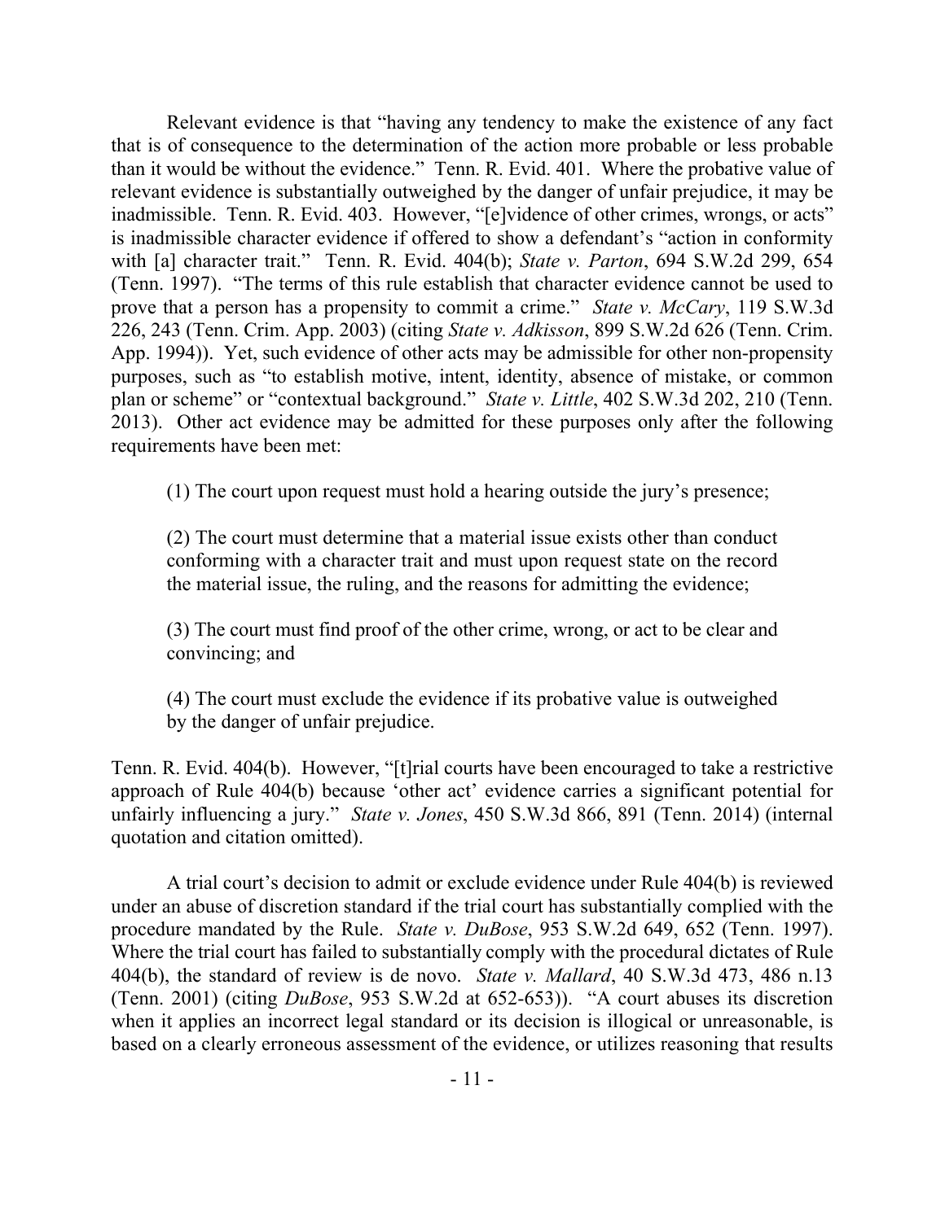Relevant evidence is that "having any tendency to make the existence of any fact that is of consequence to the determination of the action more probable or less probable than it would be without the evidence." Tenn. R. Evid. 401. Where the probative value of relevant evidence is substantially outweighed by the danger of unfair prejudice, it may be inadmissible. Tenn. R. Evid. 403. However, "[e]vidence of other crimes, wrongs, or acts" is inadmissible character evidence if offered to show a defendant's "action in conformity with [a] character trait." Tenn. R. Evid. 404(b); *State v. Parton*, 694 S.W.2d 299, 654 (Tenn. 1997). "The terms of this rule establish that character evidence cannot be used to prove that a person has a propensity to commit a crime." *State v. McCary*, 119 S.W.3d 226, 243 (Tenn. Crim. App. 2003) (citing *State v. Adkisson*, 899 S.W.2d 626 (Tenn. Crim. App. 1994)). Yet, such evidence of other acts may be admissible for other non-propensity purposes, such as "to establish motive, intent, identity, absence of mistake, or common plan or scheme" or "contextual background." *State v. Little*, 402 S.W.3d 202, 210 (Tenn. 2013). Other act evidence may be admitted for these purposes only after the following requirements have been met:

> (1) The court upon request must hold a hearing outside the jury's presence;
>
> (2) The court must determine that a material issue exists other than conduct conforming with a character trait and must upon request state on the record the material issue, the ruling, and the reasons for admitting the evidence;
>
> (3) The court must find proof of the other crime, wrong, or act to be clear and convincing; and
>
> (4) The court must exclude the evidence if its probative value is outweighed by the danger of unfair prejudice.

Tenn. R. Evid. 404(b). However, "[t]rial courts have been encouraged to take a restrictive approach of Rule 404(b) because 'other act' evidence carries a significant potential for unfairly influencing a jury." *State v. Jones*, 450 S.W.3d 866, 891 (Tenn. 2014) (internal quotation and citation omitted).

A trial court's decision to admit or exclude evidence under Rule 404(b) is reviewed under an abuse of discretion standard if the trial court has substantially complied with the procedure mandated by the Rule. *State v. DuBose*, 953 S.W.2d 649, 652 (Tenn. 1997). Where the trial court has failed to substantially comply with the procedural dictates of Rule 404(b), the standard of review is de novo. *State v. Mallard*, 40 S.W.3d 473, 486 n.13 (Tenn. 2001) (citing *DuBose*, 953 S.W.2d at 652-653)). "A court abuses its discretion when it applies an incorrect legal standard or its decision is illogical or unreasonable, is based on a clearly erroneous assessment of the evidence, or utilizes reasoning that results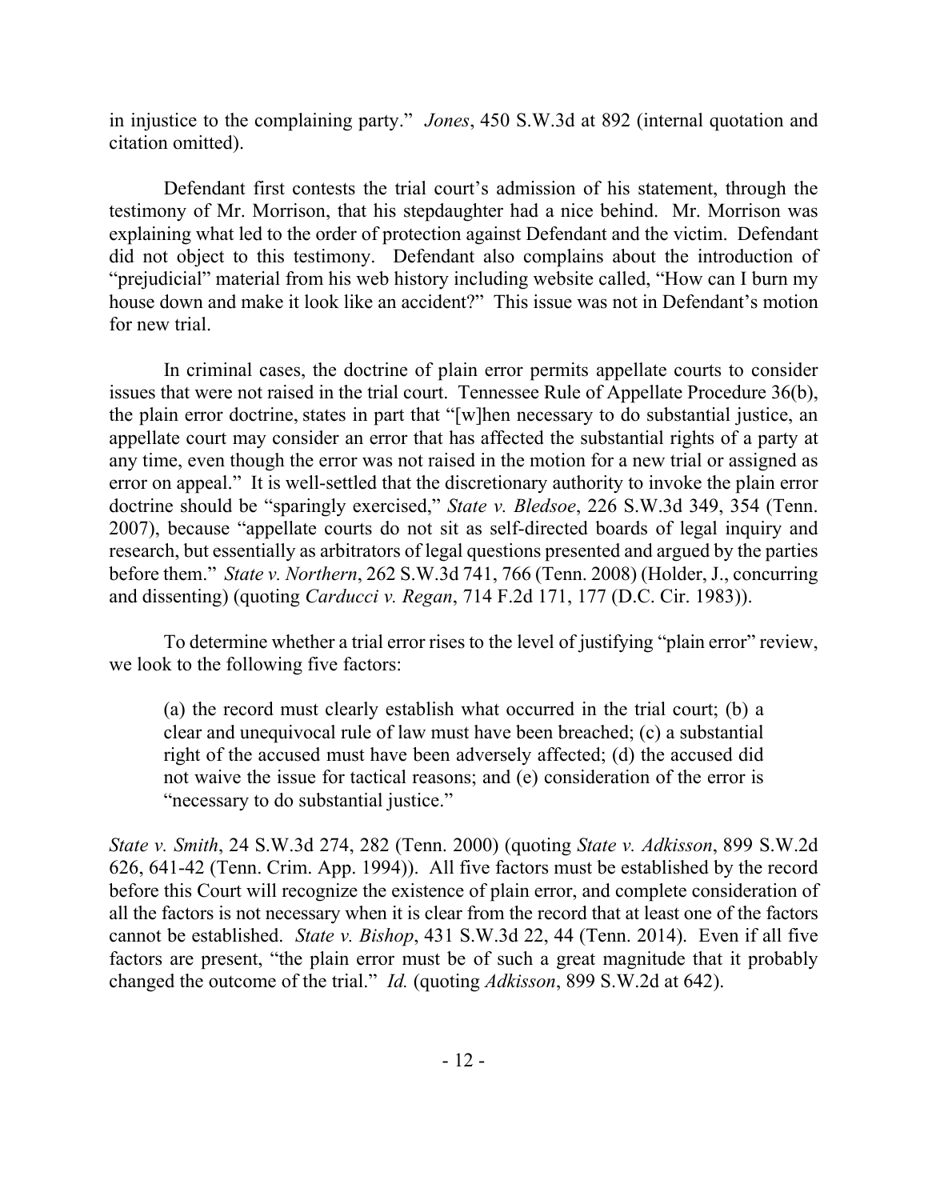in injustice to the complaining party." *Jones*, 450 S.W.3d at 892 (internal quotation and citation omitted).

Defendant first contests the trial court's admission of his statement, through the testimony of Mr. Morrison, that his stepdaughter had a nice behind. Mr. Morrison was explaining what led to the order of protection against Defendant and the victim. Defendant did not object to this testimony. Defendant also complains about the introduction of "prejudicial" material from his web history including website called, "How can I burn my house down and make it look like an accident?" This issue was not in Defendant's motion for new trial.

In criminal cases, the doctrine of plain error permits appellate courts to consider issues that were not raised in the trial court. Tennessee Rule of Appellate Procedure 36(b), the plain error doctrine, states in part that "[w]hen necessary to do substantial justice, an appellate court may consider an error that has affected the substantial rights of a party at any time, even though the error was not raised in the motion for a new trial or assigned as error on appeal." It is well-settled that the discretionary authority to invoke the plain error doctrine should be "sparingly exercised," *State v. Bledsoe*, 226 S.W.3d 349, 354 (Tenn. 2007), because "appellate courts do not sit as self-directed boards of legal inquiry and research, but essentially as arbitrators of legal questions presented and argued by the parties before them." *State v. Northern*, 262 S.W.3d 741, 766 (Tenn. 2008) (Holder, J., concurring and dissenting) (quoting *Carducci v. Regan*, 714 F.2d 171, 177 (D.C. Cir. 1983)).

To determine whether a trial error rises to the level of justifying "plain error" review, we look to the following five factors:

> (a) the record must clearly establish what occurred in the trial court; (b) a clear and unequivocal rule of law must have been breached; (c) a substantial right of the accused must have been adversely affected; (d) the accused did not waive the issue for tactical reasons; and (e) consideration of the error is "necessary to do substantial justice."

*State v. Smith*, 24 S.W.3d 274, 282 (Tenn. 2000) (quoting *State v. Adkisson*, 899 S.W.2d 626, 641-42 (Tenn. Crim. App. 1994)). All five factors must be established by the record before this Court will recognize the existence of plain error, and complete consideration of all the factors is not necessary when it is clear from the record that at least one of the factors cannot be established. *State v. Bishop*, 431 S.W.3d 22, 44 (Tenn. 2014). Even if all five factors are present, "the plain error must be of such a great magnitude that it probably changed the outcome of the trial." *Id.* (quoting *Adkisson*, 899 S.W.2d at 642).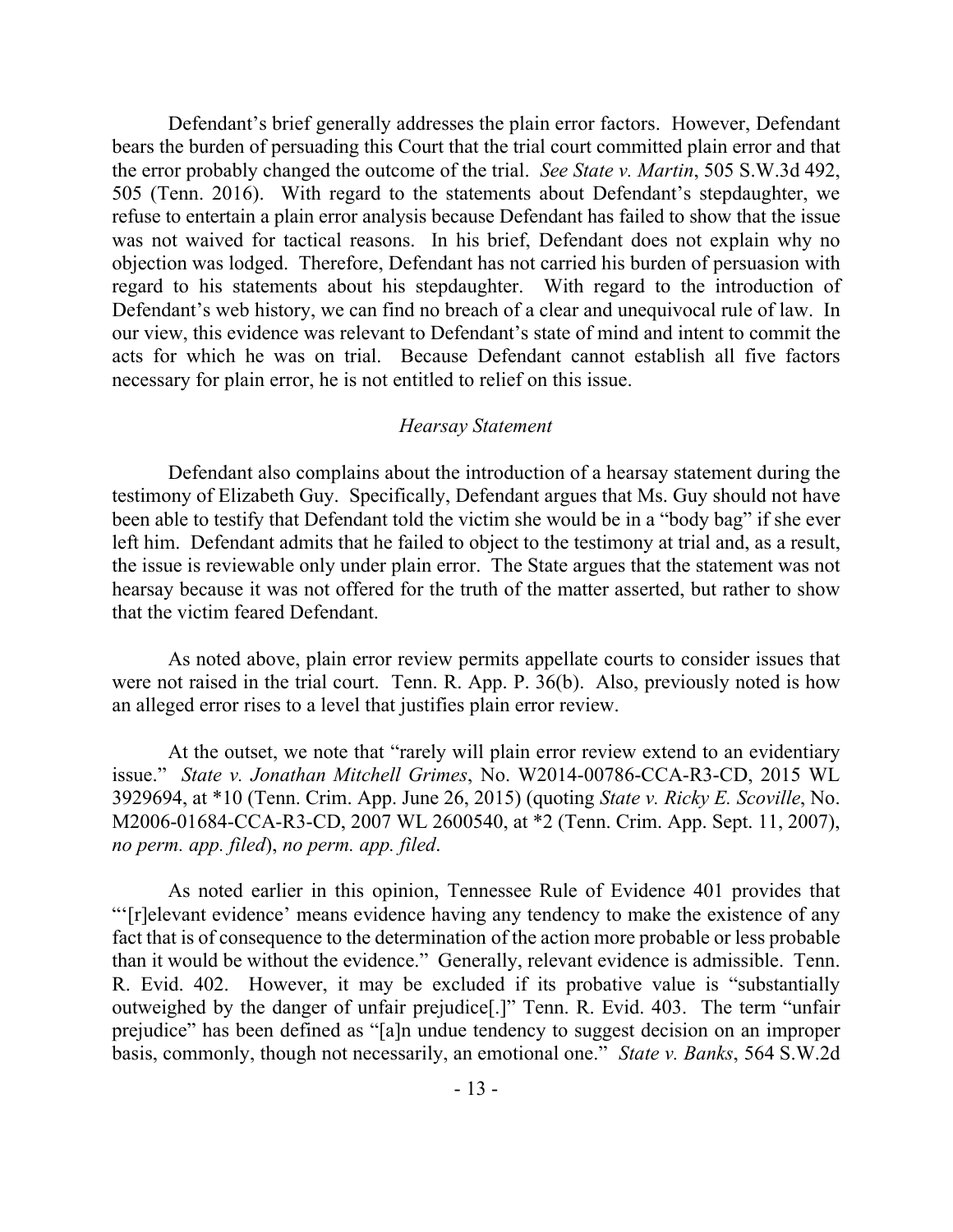Defendant's brief generally addresses the plain error factors. However, Defendant bears the burden of persuading this Court that the trial court committed plain error and that the error probably changed the outcome of the trial. *See State v. Martin*, 505 S.W.3d 492, 505 (Tenn. 2016). With regard to the statements about Defendant's stepdaughter, we refuse to entertain a plain error analysis because Defendant has failed to show that the issue was not waived for tactical reasons. In his brief, Defendant does not explain why no objection was lodged. Therefore, Defendant has not carried his burden of persuasion with regard to his statements about his stepdaughter. With regard to the introduction of Defendant's web history, we can find no breach of a clear and unequivocal rule of law. In our view, this evidence was relevant to Defendant's state of mind and intent to commit the acts for which he was on trial. Because Defendant cannot establish all five factors necessary for plain error, he is not entitled to relief on this issue.

*Hearsay Statement*

Defendant also complains about the introduction of a hearsay statement during the testimony of Elizabeth Guy. Specifically, Defendant argues that Ms. Guy should not have been able to testify that Defendant told the victim she would be in a "body bag" if she ever left him. Defendant admits that he failed to object to the testimony at trial and, as a result, the issue is reviewable only under plain error. The State argues that the statement was not hearsay because it was not offered for the truth of the matter asserted, but rather to show that the victim feared Defendant.

As noted above, plain error review permits appellate courts to consider issues that were not raised in the trial court. Tenn. R. App. P. 36(b). Also, previously noted is how an alleged error rises to a level that justifies plain error review.

At the outset, we note that "rarely will plain error review extend to an evidentiary issue." *State v. Jonathan Mitchell Grimes*, No. W2014-00786-CCA-R3-CD, 2015 WL 3929694, at *10 (Tenn. Crim. App. June 26, 2015) (quoting *State v. Ricky E. Scoville*, No. M2006-01684-CCA-R3-CD, 2007 WL 2600540, at *2 (Tenn. Crim. App. Sept. 11, 2007), *no perm. app. filed*), *no perm. app. filed*.

As noted earlier in this opinion, Tennessee Rule of Evidence 401 provides that "'[r]elevant evidence' means evidence having any tendency to make the existence of any fact that is of consequence to the determination of the action more probable or less probable than it would be without the evidence." Generally, relevant evidence is admissible. Tenn. R. Evid. 402. However, it may be excluded if its probative value is "substantially outweighed by the danger of unfair prejudice[.]" Tenn. R. Evid. 403. The term "unfair prejudice" has been defined as "[a]n undue tendency to suggest decision on an improper basis, commonly, though not necessarily, an emotional one." *State v. Banks*, 564 S.W.2d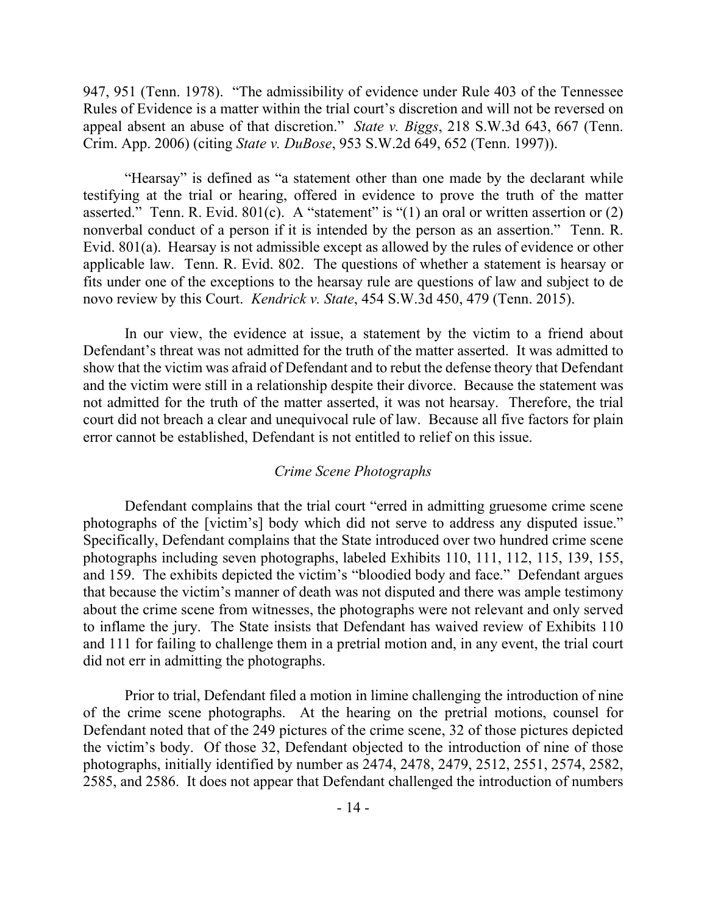947, 951 (Tenn. 1978). "The admissibility of evidence under Rule 403 of the Tennessee Rules of Evidence is a matter within the trial court's discretion and will not be reversed on appeal absent an abuse of that discretion." *State v. Biggs*, 218 S.W.3d 643, 667 (Tenn. Crim. App. 2006) (citing *State v. DuBose*, 953 S.W.2d 649, 652 (Tenn. 1997)).

"Hearsay" is defined as "a statement other than one made by the declarant while testifying at the trial or hearing, offered in evidence to prove the truth of the matter asserted." Tenn. R. Evid. 801(c). A "statement" is "(1) an oral or written assertion or (2) nonverbal conduct of a person if it is intended by the person as an assertion." Tenn. R. Evid. 801(a). Hearsay is not admissible except as allowed by the rules of evidence or other applicable law. Tenn. R. Evid. 802. The questions of whether a statement is hearsay or fits under one of the exceptions to the hearsay rule are questions of law and subject to de novo review by this Court. *Kendrick v. State*, 454 S.W.3d 450, 479 (Tenn. 2015).

In our view, the evidence at issue, a statement by the victim to a friend about Defendant's threat was not admitted for the truth of the matter asserted. It was admitted to show that the victim was afraid of Defendant and to rebut the defense theory that Defendant and the victim were still in a relationship despite their divorce. Because the statement was not admitted for the truth of the matter asserted, it was not hearsay. Therefore, the trial court did not breach a clear and unequivocal rule of law. Because all five factors for plain error cannot be established, Defendant is not entitled to relief on this issue.

*Crime Scene Photographs*

Defendant complains that the trial court "erred in admitting gruesome crime scene photographs of the [victim's] body which did not serve to address any disputed issue." Specifically, Defendant complains that the State introduced over two hundred crime scene photographs including seven photographs, labeled Exhibits 110, 111, 112, 115, 139, 155, and 159. The exhibits depicted the victim's "bloodied body and face." Defendant argues that because the victim's manner of death was not disputed and there was ample testimony about the crime scene from witnesses, the photographs were not relevant and only served to inflame the jury. The State insists that Defendant has waived review of Exhibits 110 and 111 for failing to challenge them in a pretrial motion and, in any event, the trial court did not err in admitting the photographs.

Prior to trial, Defendant filed a motion in limine challenging the introduction of nine of the crime scene photographs. At the hearing on the pretrial motions, counsel for Defendant noted that of the 249 pictures of the crime scene, 32 of those pictures depicted the victim's body. Of those 32, Defendant objected to the introduction of nine of those photographs, initially identified by number as 2474, 2478, 2479, 2512, 2551, 2574, 2582, 2585, and 2586. It does not appear that Defendant challenged the introduction of numbers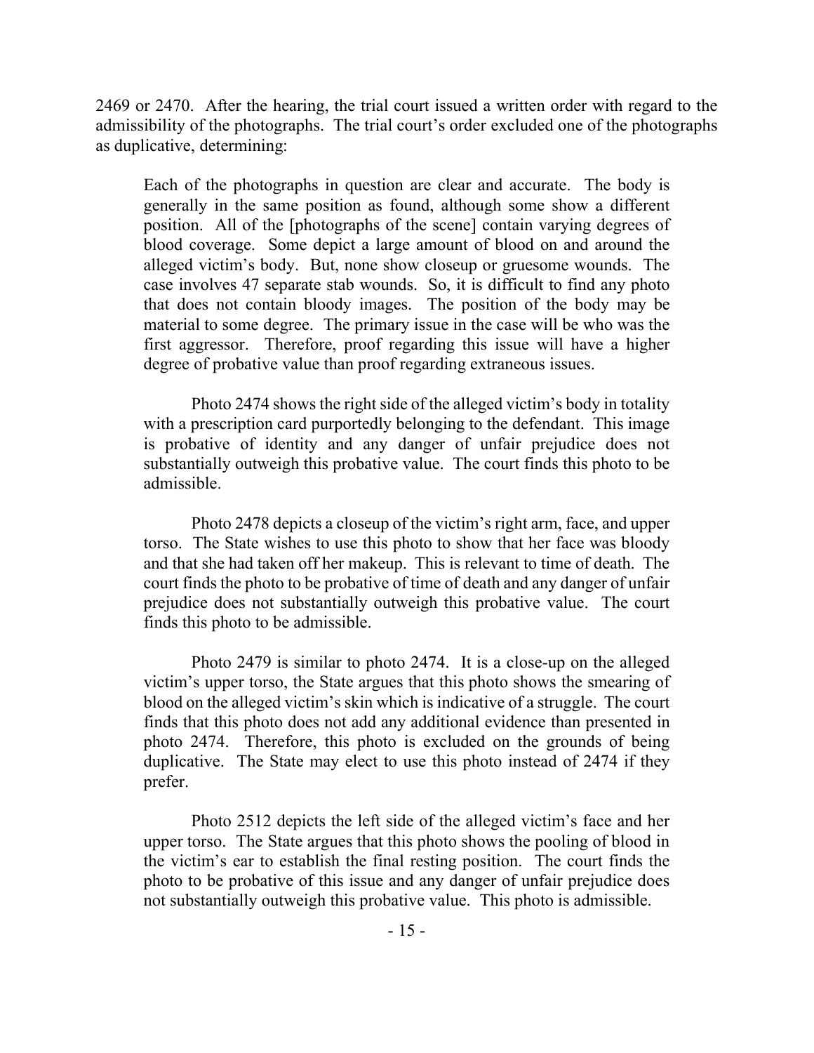2469 or 2470. After the hearing, the trial court issued a written order with regard to the admissibility of the photographs. The trial court's order excluded one of the photographs as duplicative, determining:

> Each of the photographs in question are clear and accurate. The body is generally in the same position as found, although some show a different position. All of the [photographs of the scene] contain varying degrees of blood coverage. Some depict a large amount of blood on and around the alleged victim's body. But, none show closeup or gruesome wounds. The case involves 47 separate stab wounds. So, it is difficult to find any photo that does not contain bloody images. The position of the body may be material to some degree. The primary issue in the case will be who was the first aggressor. Therefore, proof regarding this issue will have a higher degree of probative value than proof regarding extraneous issues.
>
> Photo 2474 shows the right side of the alleged victim's body in totality with a prescription card purportedly belonging to the defendant. This image is probative of identity and any danger of unfair prejudice does not substantially outweigh this probative value. The court finds this photo to be admissible.
>
> Photo 2478 depicts a closeup of the victim's right arm, face, and upper torso. The State wishes to use this photo to show that her face was bloody and that she had taken off her makeup. This is relevant to time of death. The court finds the photo to be probative of time of death and any danger of unfair prejudice does not substantially outweigh this probative value. The court finds this photo to be admissible.
>
> Photo 2479 is similar to photo 2474. It is a close-up on the alleged victim's upper torso, the State argues that this photo shows the smearing of blood on the alleged victim's skin which is indicative of a struggle. The court finds that this photo does not add any additional evidence than presented in photo 2474. Therefore, this photo is excluded on the grounds of being duplicative. The State may elect to use this photo instead of 2474 if they prefer.
>
> Photo 2512 depicts the left side of the alleged victim's face and her upper torso. The State argues that this photo shows the pooling of blood in the victim's ear to establish the final resting position. The court finds the photo to be probative of this issue and any danger of unfair prejudice does not substantially outweigh this probative value. This photo is admissible.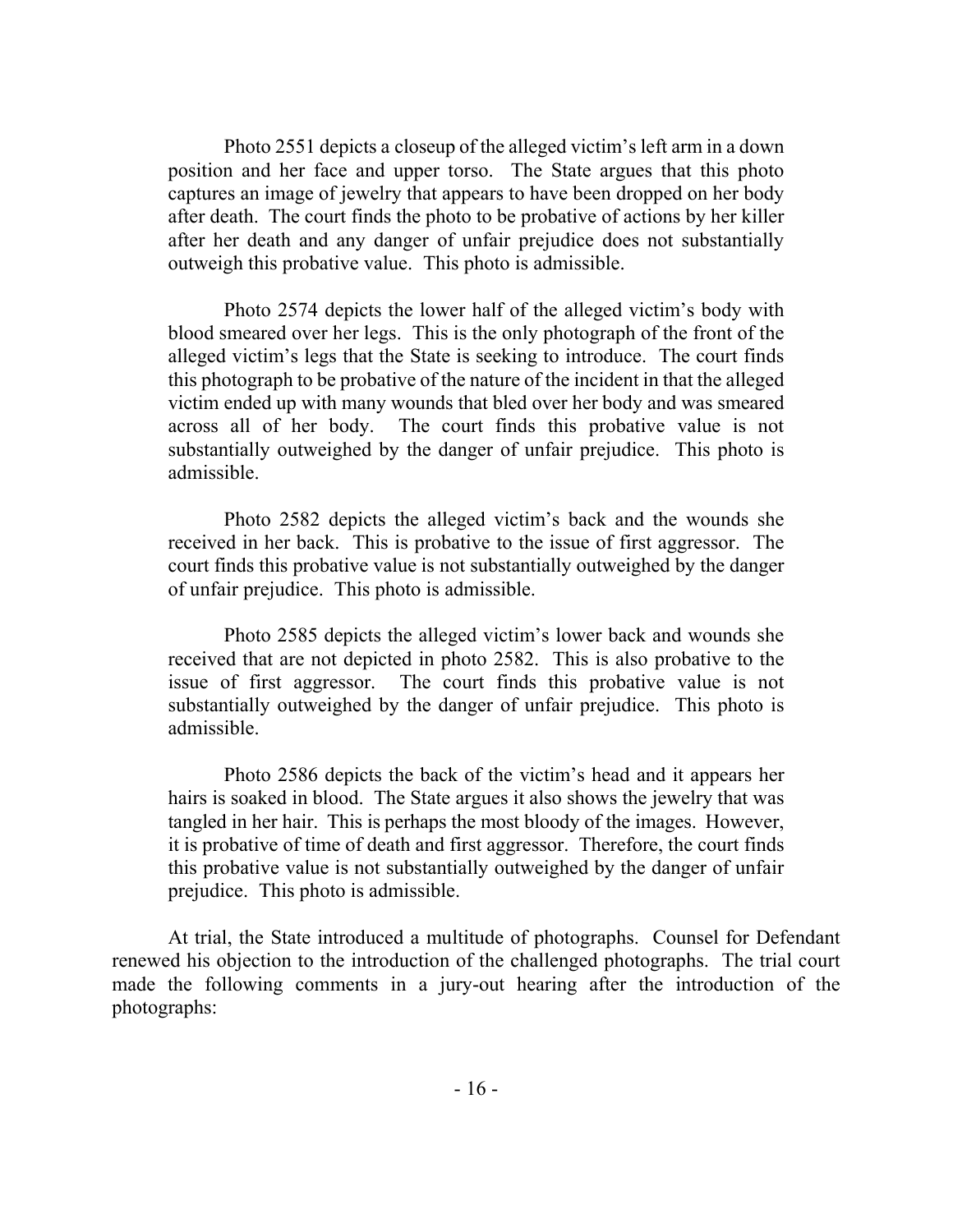> Photo 2551 depicts a closeup of the alleged victim's left arm in a down position and her face and upper torso. The State argues that this photo captures an image of jewelry that appears to have been dropped on her body after death. The court finds the photo to be probative of actions by her killer after her death and any danger of unfair prejudice does not substantially outweigh this probative value. This photo is admissible.
>
> Photo 2574 depicts the lower half of the alleged victim's body with blood smeared over her legs. This is the only photograph of the front of the alleged victim's legs that the State is seeking to introduce. The court finds this photograph to be probative of the nature of the incident in that the alleged victim ended up with many wounds that bled over her body and was smeared across all of her body. The court finds this probative value is not substantially outweighed by the danger of unfair prejudice. This photo is admissible.
>
> Photo 2582 depicts the alleged victim's back and the wounds she received in her back. This is probative to the issue of first aggressor. The court finds this probative value is not substantially outweighed by the danger of unfair prejudice. This photo is admissible.
>
> Photo 2585 depicts the alleged victim's lower back and wounds she received that are not depicted in photo 2582. This is also probative to the issue of first aggressor. The court finds this probative value is not substantially outweighed by the danger of unfair prejudice. This photo is admissible.
>
> Photo 2586 depicts the back of the victim's head and it appears her hairs is soaked in blood. The State argues it also shows the jewelry that was tangled in her hair. This is perhaps the most bloody of the images. However, it is probative of time of death and first aggressor. Therefore, the court finds this probative value is not substantially outweighed by the danger of unfair prejudice. This photo is admissible.

At trial, the State introduced a multitude of photographs. Counsel for Defendant renewed his objection to the introduction of the challenged photographs. The trial court made the following comments in a jury-out hearing after the introduction of the photographs: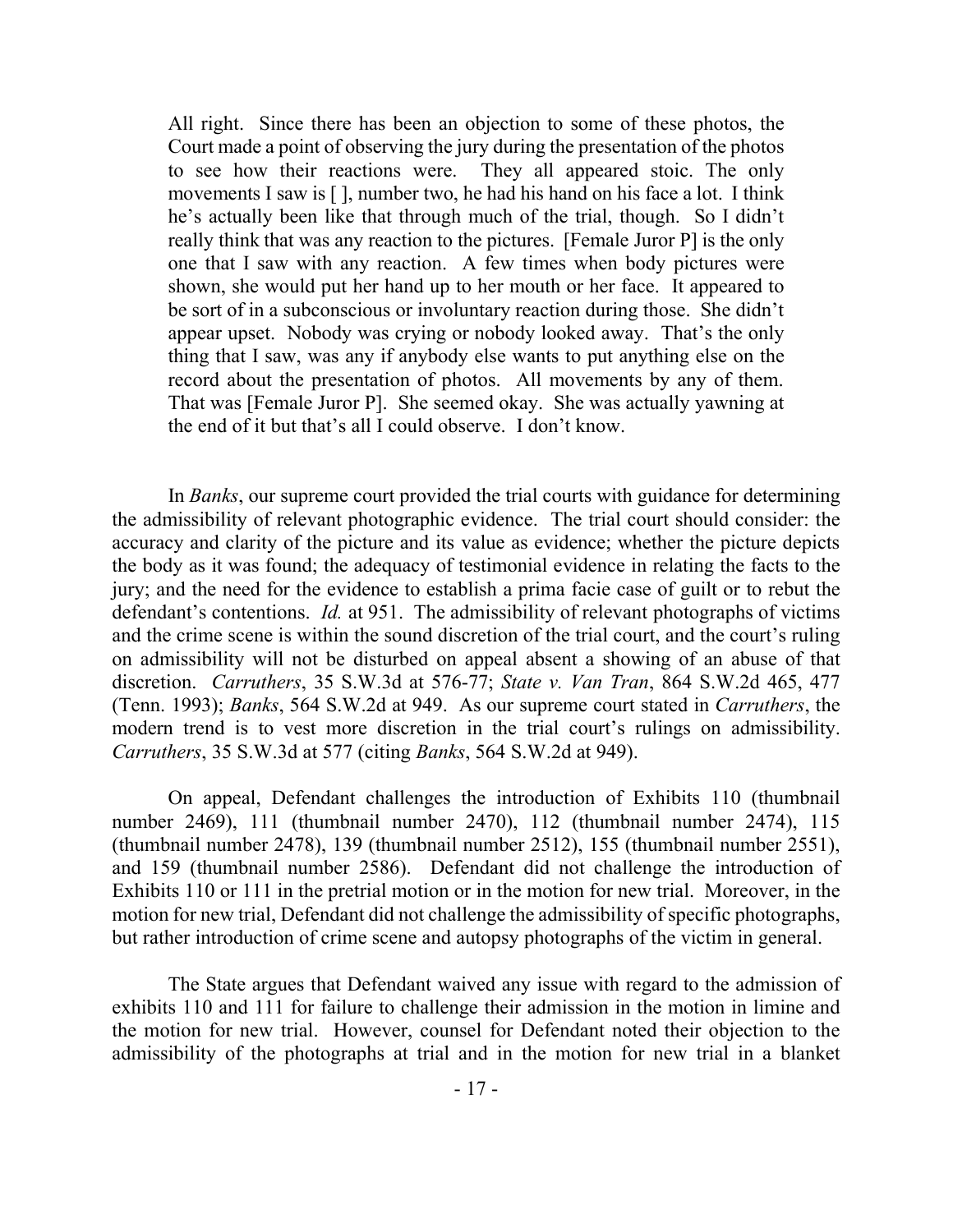> All right. Since there has been an objection to some of these photos, the Court made a point of observing the jury during the presentation of the photos to see how their reactions were. They all appeared stoic. The only movements I saw is [ ], number two, he had his hand on his face a lot. I think he's actually been like that through much of the trial, though. So I didn't really think that was any reaction to the pictures. [Female Juror P] is the only one that I saw with any reaction. A few times when body pictures were shown, she would put her hand up to her mouth or her face. It appeared to be sort of in a subconscious or involuntary reaction during those. She didn't appear upset. Nobody was crying or nobody looked away. That's the only thing that I saw, was any if anybody else wants to put anything else on the record about the presentation of photos. All movements by any of them. That was [Female Juror P]. She seemed okay. She was actually yawning at the end of it but that's all I could observe. I don't know.

In *Banks*, our supreme court provided the trial courts with guidance for determining the admissibility of relevant photographic evidence. The trial court should consider: the accuracy and clarity of the picture and its value as evidence; whether the picture depicts the body as it was found; the adequacy of testimonial evidence in relating the facts to the jury; and the need for the evidence to establish a prima facie case of guilt or to rebut the defendant's contentions. *Id.* at 951. The admissibility of relevant photographs of victims and the crime scene is within the sound discretion of the trial court, and the court's ruling on admissibility will not be disturbed on appeal absent a showing of an abuse of that discretion. *Carruthers*, 35 S.W.3d at 576-77; *State v. Van Tran*, 864 S.W.2d 465, 477 (Tenn. 1993); *Banks*, 564 S.W.2d at 949. As our supreme court stated in *Carruthers*, the modern trend is to vest more discretion in the trial court's rulings on admissibility. *Carruthers*, 35 S.W.3d at 577 (citing *Banks*, 564 S.W.2d at 949).

On appeal, Defendant challenges the introduction of Exhibits 110 (thumbnail number 2469), 111 (thumbnail number 2470), 112 (thumbnail number 2474), 115 (thumbnail number 2478), 139 (thumbnail number 2512), 155 (thumbnail number 2551), and 159 (thumbnail number 2586). Defendant did not challenge the introduction of Exhibits 110 or 111 in the pretrial motion or in the motion for new trial. Moreover, in the motion for new trial, Defendant did not challenge the admissibility of specific photographs, but rather introduction of crime scene and autopsy photographs of the victim in general.

The State argues that Defendant waived any issue with regard to the admission of exhibits 110 and 111 for failure to challenge their admission in the motion in limine and the motion for new trial. However, counsel for Defendant noted their objection to the admissibility of the photographs at trial and in the motion for new trial in a blanket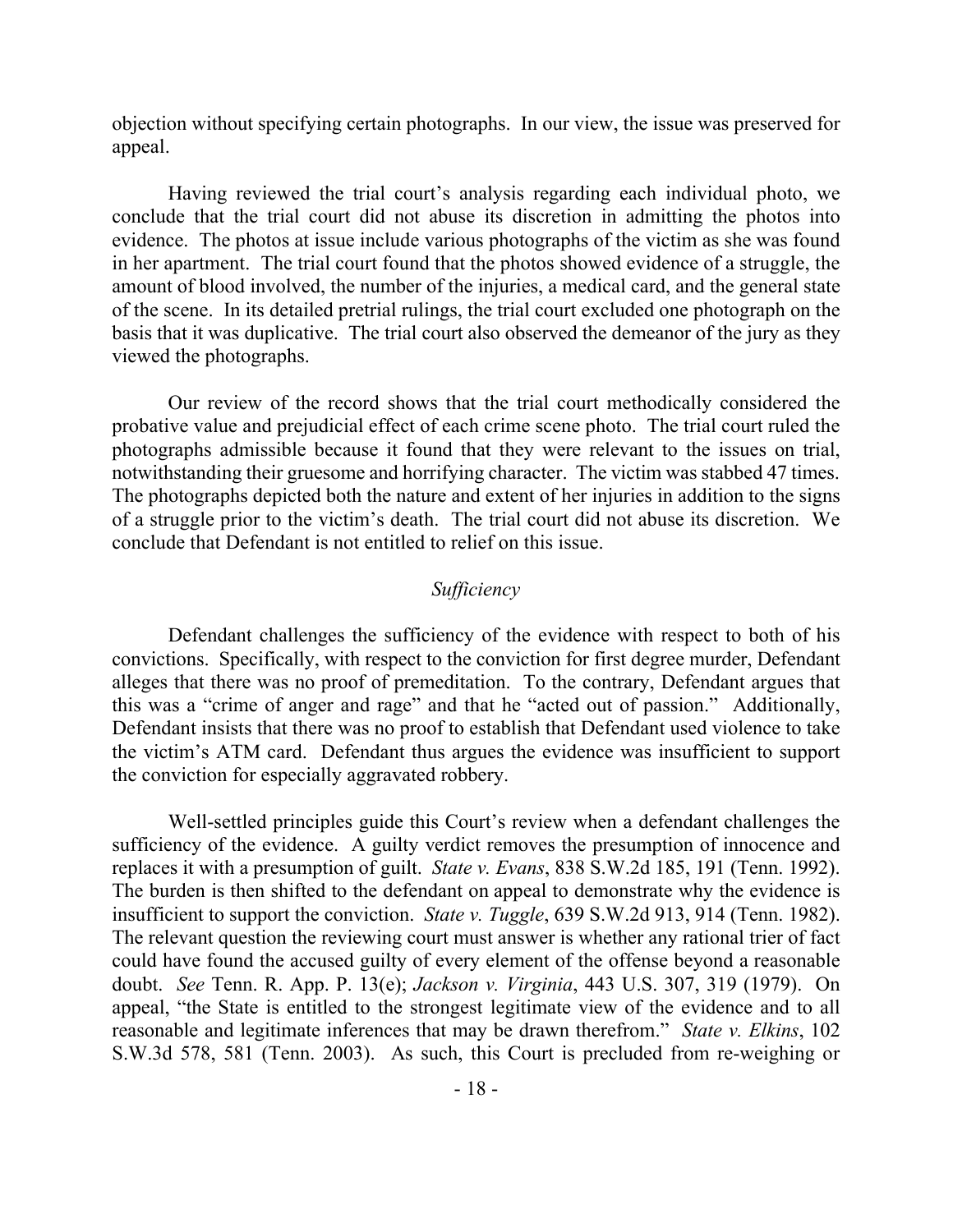objection without specifying certain photographs. In our view, the issue was preserved for appeal.

Having reviewed the trial court's analysis regarding each individual photo, we conclude that the trial court did not abuse its discretion in admitting the photos into evidence. The photos at issue include various photographs of the victim as she was found in her apartment. The trial court found that the photos showed evidence of a struggle, the amount of blood involved, the number of the injuries, a medical card, and the general state of the scene. In its detailed pretrial rulings, the trial court excluded one photograph on the basis that it was duplicative. The trial court also observed the demeanor of the jury as they viewed the photographs.

Our review of the record shows that the trial court methodically considered the probative value and prejudicial effect of each crime scene photo. The trial court ruled the photographs admissible because it found that they were relevant to the issues on trial, notwithstanding their gruesome and horrifying character. The victim was stabbed 47 times. The photographs depicted both the nature and extent of her injuries in addition to the signs of a struggle prior to the victim's death. The trial court did not abuse its discretion. We conclude that Defendant is not entitled to relief on this issue.

### *Sufficiency*

Defendant challenges the sufficiency of the evidence with respect to both of his convictions. Specifically, with respect to the conviction for first degree murder, Defendant alleges that there was no proof of premeditation. To the contrary, Defendant argues that this was a "crime of anger and rage" and that he "acted out of passion." Additionally, Defendant insists that there was no proof to establish that Defendant used violence to take the victim's ATM card. Defendant thus argues the evidence was insufficient to support the conviction for especially aggravated robbery.

Well-settled principles guide this Court's review when a defendant challenges the sufficiency of the evidence. A guilty verdict removes the presumption of innocence and replaces it with a presumption of guilt. *State v. Evans*, 838 S.W.2d 185, 191 (Tenn. 1992). The burden is then shifted to the defendant on appeal to demonstrate why the evidence is insufficient to support the conviction. *State v. Tuggle*, 639 S.W.2d 913, 914 (Tenn. 1982). The relevant question the reviewing court must answer is whether any rational trier of fact could have found the accused guilty of every element of the offense beyond a reasonable doubt. *See* Tenn. R. App. P. 13(e); *Jackson v. Virginia*, 443 U.S. 307, 319 (1979). On appeal, "the State is entitled to the strongest legitimate view of the evidence and to all reasonable and legitimate inferences that may be drawn therefrom." *State v. Elkins*, 102 S.W.3d 578, 581 (Tenn. 2003). As such, this Court is precluded from re-weighing or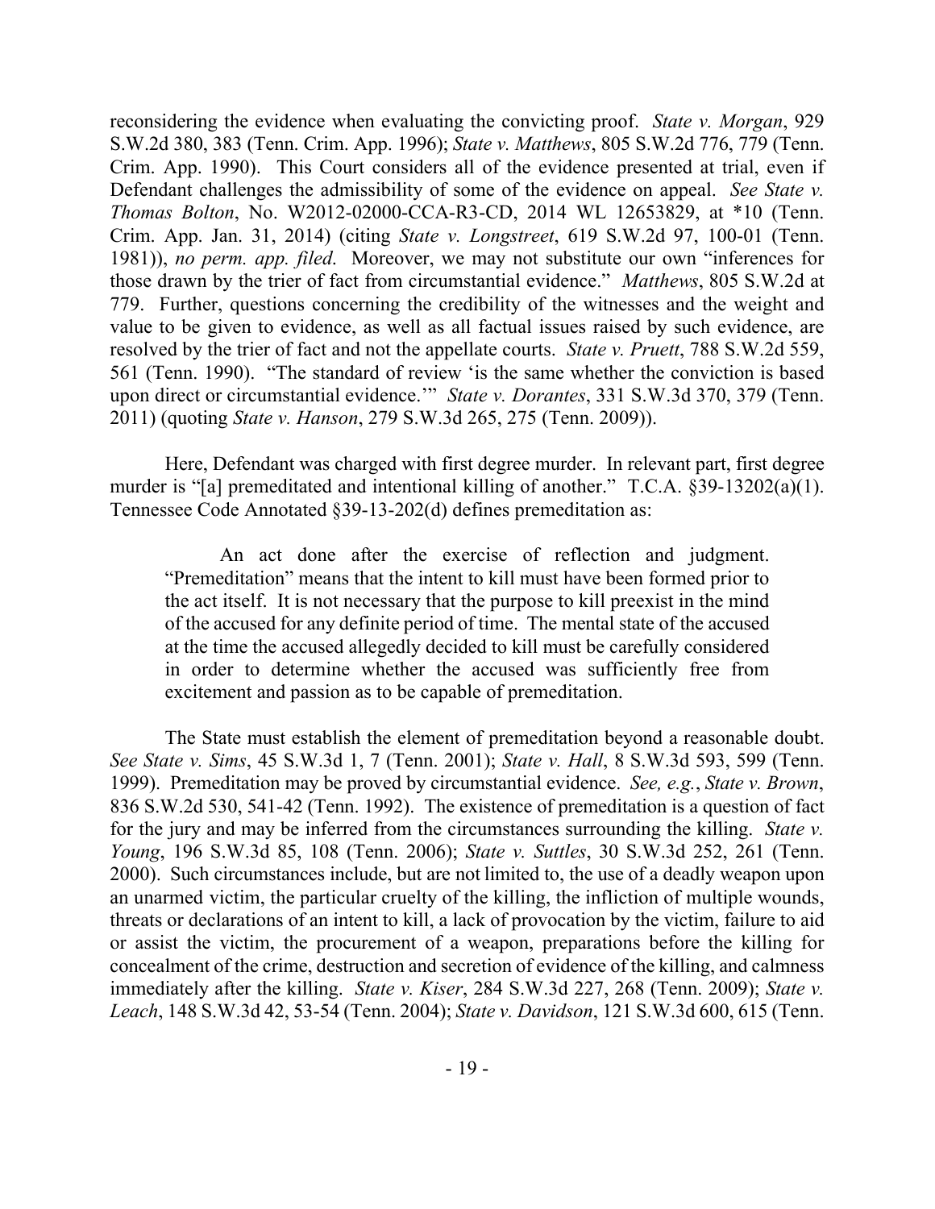reconsidering the evidence when evaluating the convicting proof. *State v. Morgan*, 929 S.W.2d 380, 383 (Tenn. Crim. App. 1996); *State v. Matthews*, 805 S.W.2d 776, 779 (Tenn. Crim. App. 1990). This Court considers all of the evidence presented at trial, even if Defendant challenges the admissibility of some of the evidence on appeal. *See State v. Thomas Bolton*, No. W2012-02000-CCA-R3-CD, 2014 WL 12653829, at *10 (Tenn. Crim. App. Jan. 31, 2014) (citing *State v. Longstreet*, 619 S.W.2d 97, 100-01 (Tenn. 1981)), *no perm. app. filed*. Moreover, we may not substitute our own "inferences for those drawn by the trier of fact from circumstantial evidence." *Matthews*, 805 S.W.2d at 779. Further, questions concerning the credibility of the witnesses and the weight and value to be given to evidence, as well as all factual issues raised by such evidence, are resolved by the trier of fact and not the appellate courts. *State v. Pruett*, 788 S.W.2d 559, 561 (Tenn. 1990). "The standard of review 'is the same whether the conviction is based upon direct or circumstantial evidence.'" *State v. Dorantes*, 331 S.W.3d 370, 379 (Tenn. 2011) (quoting *State v. Hanson*, 279 S.W.3d 265, 275 (Tenn. 2009)).

Here, Defendant was charged with first degree murder. In relevant part, first degree murder is "[a] premeditated and intentional killing of another." T.C.A. §39-13202(a)(1). Tennessee Code Annotated §39-13-202(d) defines premeditation as:

> An act done after the exercise of reflection and judgment. "Premeditation" means that the intent to kill must have been formed prior to the act itself. It is not necessary that the purpose to kill preexist in the mind of the accused for any definite period of time. The mental state of the accused at the time the accused allegedly decided to kill must be carefully considered in order to determine whether the accused was sufficiently free from excitement and passion as to be capable of premeditation.

The State must establish the element of premeditation beyond a reasonable doubt. *See State v. Sims*, 45 S.W.3d 1, 7 (Tenn. 2001); *State v. Hall*, 8 S.W.3d 593, 599 (Tenn. 1999). Premeditation may be proved by circumstantial evidence. *See, e.g.*, *State v. Brown*, 836 S.W.2d 530, 541-42 (Tenn. 1992). The existence of premeditation is a question of fact for the jury and may be inferred from the circumstances surrounding the killing. *State v. Young*, 196 S.W.3d 85, 108 (Tenn. 2006); *State v. Suttles*, 30 S.W.3d 252, 261 (Tenn. 2000). Such circumstances include, but are not limited to, the use of a deadly weapon upon an unarmed victim, the particular cruelty of the killing, the infliction of multiple wounds, threats or declarations of an intent to kill, a lack of provocation by the victim, failure to aid or assist the victim, the procurement of a weapon, preparations before the killing for concealment of the crime, destruction and secretion of evidence of the killing, and calmness immediately after the killing. *State v. Kiser*, 284 S.W.3d 227, 268 (Tenn. 2009); *State v. Leach*, 148 S.W.3d 42, 53-54 (Tenn. 2004); *State v. Davidson*, 121 S.W.3d 600, 615 (Tenn.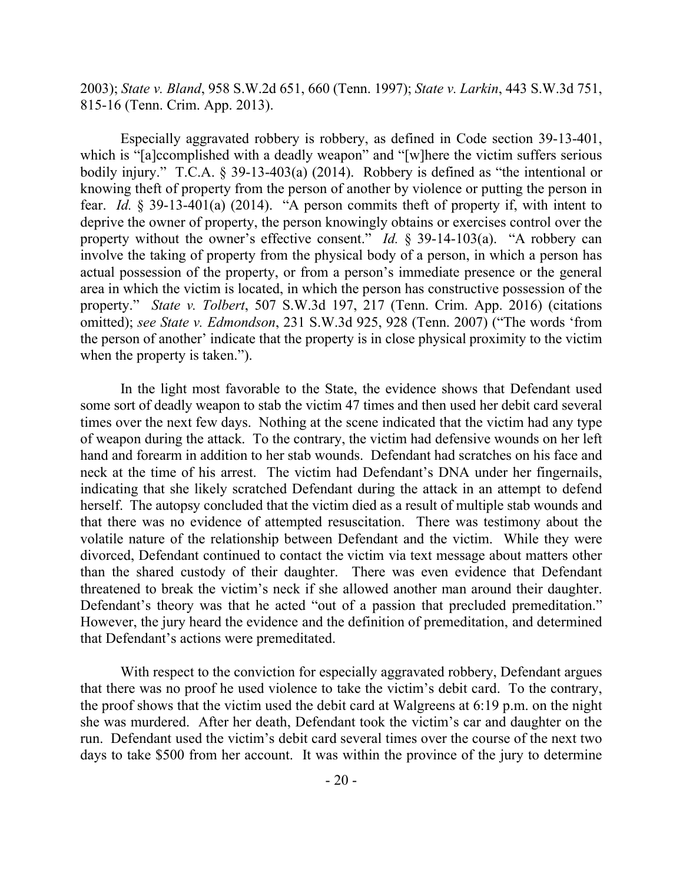2003); *State v. Bland*, 958 S.W.2d 651, 660 (Tenn. 1997); *State v. Larkin*, 443 S.W.3d 751, 815-16 (Tenn. Crim. App. 2013).

Especially aggravated robbery is robbery, as defined in Code section 39-13-401, which is "[a]ccomplished with a deadly weapon" and "[w]here the victim suffers serious bodily injury." T.C.A. § 39-13-403(a) (2014). Robbery is defined as "the intentional or knowing theft of property from the person of another by violence or putting the person in fear. *Id.* § 39-13-401(a) (2014). "A person commits theft of property if, with intent to deprive the owner of property, the person knowingly obtains or exercises control over the property without the owner's effective consent." *Id.* § 39-14-103(a). "A robbery can involve the taking of property from the physical body of a person, in which a person has actual possession of the property, or from a person's immediate presence or the general area in which the victim is located, in which the person has constructive possession of the property." *State v. Tolbert*, 507 S.W.3d 197, 217 (Tenn. Crim. App. 2016) (citations omitted); *see State v. Edmondson*, 231 S.W.3d 925, 928 (Tenn. 2007) ("The words 'from the person of another' indicate that the property is in close physical proximity to the victim when the property is taken.").

In the light most favorable to the State, the evidence shows that Defendant used some sort of deadly weapon to stab the victim 47 times and then used her debit card several times over the next few days. Nothing at the scene indicated that the victim had any type of weapon during the attack. To the contrary, the victim had defensive wounds on her left hand and forearm in addition to her stab wounds. Defendant had scratches on his face and neck at the time of his arrest. The victim had Defendant's DNA under her fingernails, indicating that she likely scratched Defendant during the attack in an attempt to defend herself. The autopsy concluded that the victim died as a result of multiple stab wounds and that there was no evidence of attempted resuscitation. There was testimony about the volatile nature of the relationship between Defendant and the victim. While they were divorced, Defendant continued to contact the victim via text message about matters other than the shared custody of their daughter. There was even evidence that Defendant threatened to break the victim's neck if she allowed another man around their daughter. Defendant's theory was that he acted "out of a passion that precluded premeditation." However, the jury heard the evidence and the definition of premeditation, and determined that Defendant's actions were premeditated.

With respect to the conviction for especially aggravated robbery, Defendant argues that there was no proof he used violence to take the victim's debit card. To the contrary, the proof shows that the victim used the debit card at Walgreens at 6:19 p.m. on the night she was murdered. After her death, Defendant took the victim's car and daughter on the run. Defendant used the victim's debit card several times over the course of the next two days to take $500 from her account. It was within the province of the jury to determine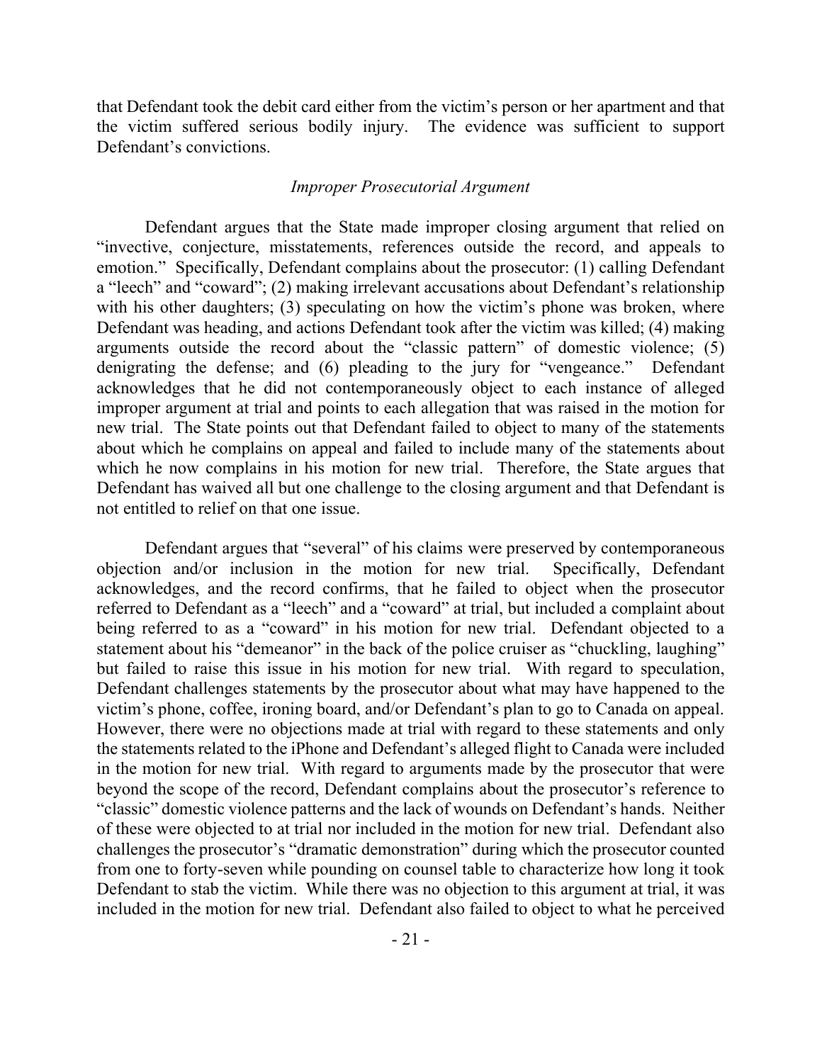that Defendant took the debit card either from the victim's person or her apartment and that the victim suffered serious bodily injury. The evidence was sufficient to support Defendant's convictions.

### *Improper Prosecutorial Argument*

Defendant argues that the State made improper closing argument that relied on "invective, conjecture, misstatements, references outside the record, and appeals to emotion." Specifically, Defendant complains about the prosecutor: (1) calling Defendant a "leech" and "coward"; (2) making irrelevant accusations about Defendant's relationship with his other daughters; (3) speculating on how the victim's phone was broken, where Defendant was heading, and actions Defendant took after the victim was killed; (4) making arguments outside the record about the "classic pattern" of domestic violence; (5) denigrating the defense; and (6) pleading to the jury for "vengeance." Defendant acknowledges that he did not contemporaneously object to each instance of alleged improper argument at trial and points to each allegation that was raised in the motion for new trial. The State points out that Defendant failed to object to many of the statements about which he complains on appeal and failed to include many of the statements about which he now complains in his motion for new trial. Therefore, the State argues that Defendant has waived all but one challenge to the closing argument and that Defendant is not entitled to relief on that one issue.

Defendant argues that "several" of his claims were preserved by contemporaneous objection and/or inclusion in the motion for new trial. Specifically, Defendant acknowledges, and the record confirms, that he failed to object when the prosecutor referred to Defendant as a "leech" and a "coward" at trial, but included a complaint about being referred to as a "coward" in his motion for new trial. Defendant objected to a statement about his "demeanor" in the back of the police cruiser as "chuckling, laughing" but failed to raise this issue in his motion for new trial. With regard to speculation, Defendant challenges statements by the prosecutor about what may have happened to the victim's phone, coffee, ironing board, and/or Defendant's plan to go to Canada on appeal. However, there were no objections made at trial with regard to these statements and only the statements related to the iPhone and Defendant's alleged flight to Canada were included in the motion for new trial. With regard to arguments made by the prosecutor that were beyond the scope of the record, Defendant complains about the prosecutor's reference to "classic" domestic violence patterns and the lack of wounds on Defendant's hands. Neither of these were objected to at trial nor included in the motion for new trial. Defendant also challenges the prosecutor's "dramatic demonstration" during which the prosecutor counted from one to forty-seven while pounding on counsel table to characterize how long it took Defendant to stab the victim. While there was no objection to this argument at trial, it was included in the motion for new trial. Defendant also failed to object to what he perceived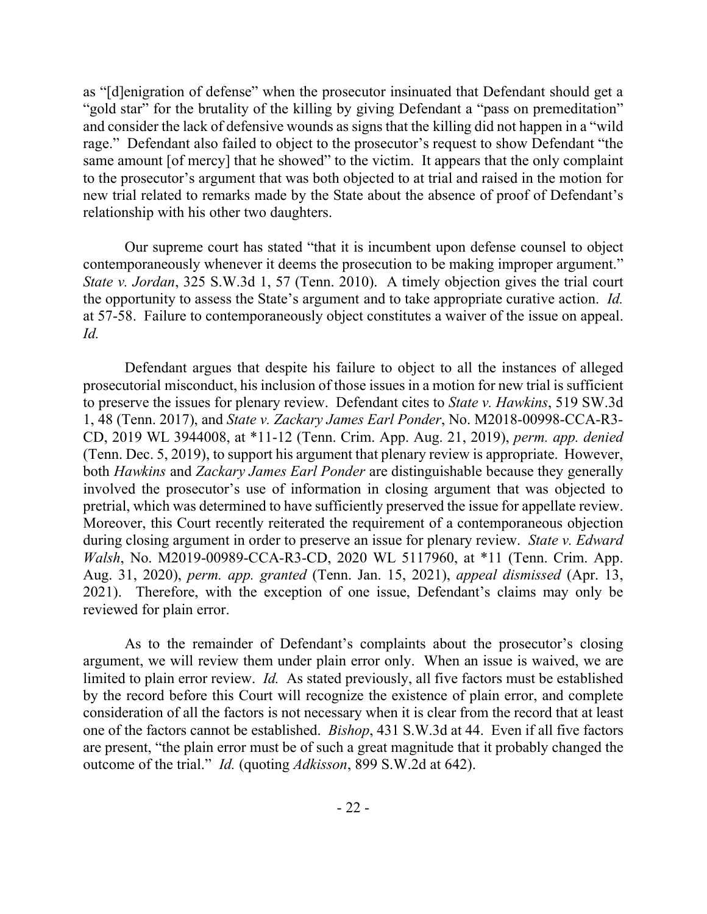as "[d]enigration of defense" when the prosecutor insinuated that Defendant should get a "gold star" for the brutality of the killing by giving Defendant a "pass on premeditation" and consider the lack of defensive wounds as signs that the killing did not happen in a "wild rage." Defendant also failed to object to the prosecutor's request to show Defendant "the same amount [of mercy] that he showed" to the victim. It appears that the only complaint to the prosecutor's argument that was both objected to at trial and raised in the motion for new trial related to remarks made by the State about the absence of proof of Defendant's relationship with his other two daughters.

Our supreme court has stated "that it is incumbent upon defense counsel to object contemporaneously whenever it deems the prosecution to be making improper argument." *State v. Jordan*, 325 S.W.3d 1, 57 (Tenn. 2010). A timely objection gives the trial court the opportunity to assess the State's argument and to take appropriate curative action. *Id.* at 57-58. Failure to contemporaneously object constitutes a waiver of the issue on appeal. *Id.*

Defendant argues that despite his failure to object to all the instances of alleged prosecutorial misconduct, his inclusion of those issues in a motion for new trial is sufficient to preserve the issues for plenary review. Defendant cites to *State v. Hawkins*, 519 SW.3d 1, 48 (Tenn. 2017), and *State v. Zackary James Earl Ponder*, No. M2018-00998-CCA-R3-CD, 2019 WL 3944008, at *11-12 (Tenn. Crim. App. Aug. 21, 2019), *perm. app. denied* (Tenn. Dec. 5, 2019), to support his argument that plenary review is appropriate. However, both *Hawkins* and *Zackary James Earl Ponder* are distinguishable because they generally involved the prosecutor's use of information in closing argument that was objected to pretrial, which was determined to have sufficiently preserved the issue for appellate review. Moreover, this Court recently reiterated the requirement of a contemporaneous objection during closing argument in order to preserve an issue for plenary review. *State v. Edward Walsh*, No. M2019-00989-CCA-R3-CD, 2020 WL 5117960, at *11 (Tenn. Crim. App. Aug. 31, 2020), *perm. app. granted* (Tenn. Jan. 15, 2021), *appeal dismissed* (Apr. 13, 2021). Therefore, with the exception of one issue, Defendant's claims may only be reviewed for plain error.

As to the remainder of Defendant's complaints about the prosecutor's closing argument, we will review them under plain error only. When an issue is waived, we are limited to plain error review. *Id.* As stated previously, all five factors must be established by the record before this Court will recognize the existence of plain error, and complete consideration of all the factors is not necessary when it is clear from the record that at least one of the factors cannot be established. *Bishop*, 431 S.W.3d at 44. Even if all five factors are present, "the plain error must be of such a great magnitude that it probably changed the outcome of the trial." *Id.* (quoting *Adkisson*, 899 S.W.2d at 642).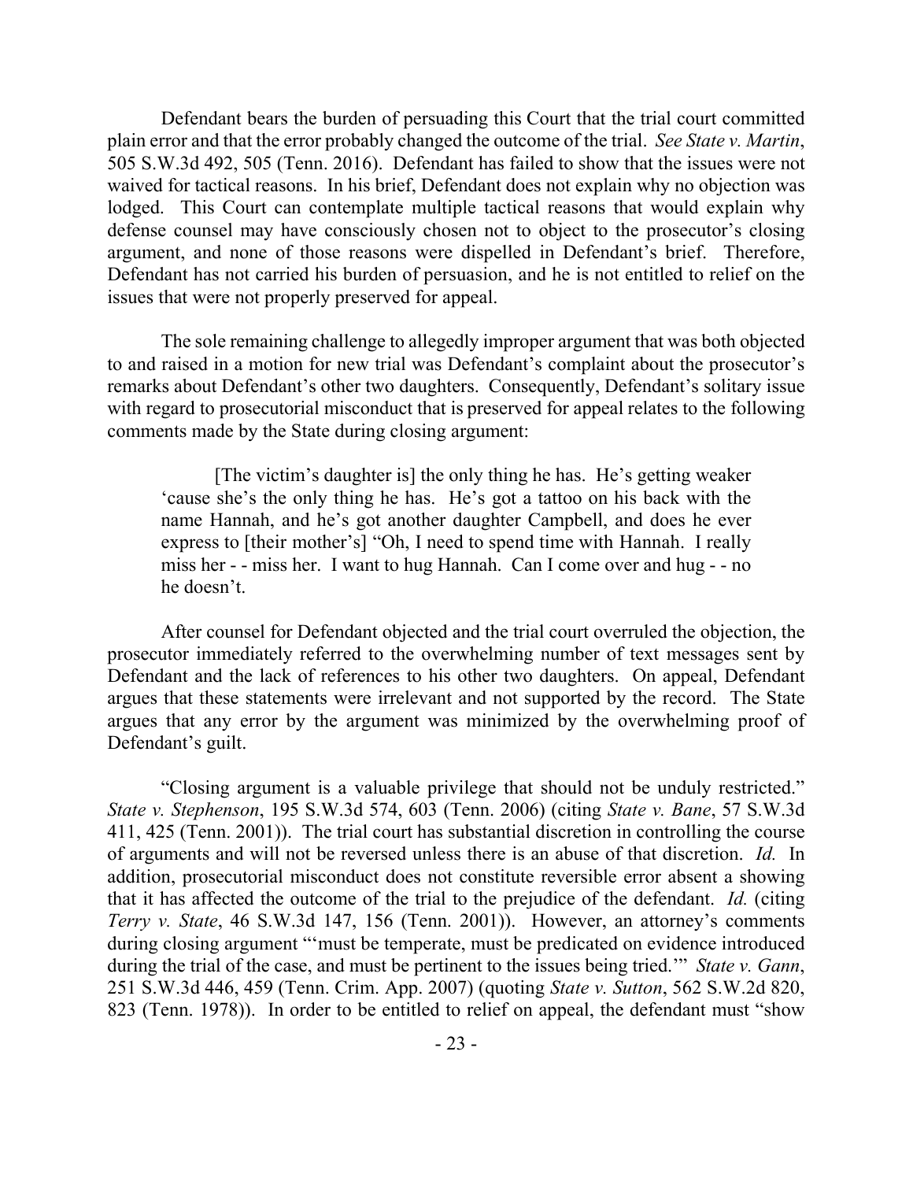Defendant bears the burden of persuading this Court that the trial court committed plain error and that the error probably changed the outcome of the trial. *See State v. Martin*, 505 S.W.3d 492, 505 (Tenn. 2016). Defendant has failed to show that the issues were not waived for tactical reasons. In his brief, Defendant does not explain why no objection was lodged. This Court can contemplate multiple tactical reasons that would explain why defense counsel may have consciously chosen not to object to the prosecutor's closing argument, and none of those reasons were dispelled in Defendant's brief. Therefore, Defendant has not carried his burden of persuasion, and he is not entitled to relief on the issues that were not properly preserved for appeal.

The sole remaining challenge to allegedly improper argument that was both objected to and raised in a motion for new trial was Defendant's complaint about the prosecutor's remarks about Defendant's other two daughters. Consequently, Defendant's solitary issue with regard to prosecutorial misconduct that is preserved for appeal relates to the following comments made by the State during closing argument:

> [The victim's daughter is] the only thing he has. He's getting weaker 'cause she's the only thing he has. He's got a tattoo on his back with the name Hannah, and he's got another daughter Campbell, and does he ever express to [their mother's] "Oh, I need to spend time with Hannah. I really miss her - - miss her. I want to hug Hannah. Can I come over and hug - - no he doesn't.

After counsel for Defendant objected and the trial court overruled the objection, the prosecutor immediately referred to the overwhelming number of text messages sent by Defendant and the lack of references to his other two daughters. On appeal, Defendant argues that these statements were irrelevant and not supported by the record. The State argues that any error by the argument was minimized by the overwhelming proof of Defendant's guilt.

"Closing argument is a valuable privilege that should not be unduly restricted." *State v. Stephenson*, 195 S.W.3d 574, 603 (Tenn. 2006) (citing *State v. Bane*, 57 S.W.3d 411, 425 (Tenn. 2001)). The trial court has substantial discretion in controlling the course of arguments and will not be reversed unless there is an abuse of that discretion. *Id.* In addition, prosecutorial misconduct does not constitute reversible error absent a showing that it has affected the outcome of the trial to the prejudice of the defendant. *Id.* (citing *Terry v. State*, 46 S.W.3d 147, 156 (Tenn. 2001)). However, an attorney's comments during closing argument "'must be temperate, must be predicated on evidence introduced during the trial of the case, and must be pertinent to the issues being tried.'" *State v. Gann*, 251 S.W.3d 446, 459 (Tenn. Crim. App. 2007) (quoting *State v. Sutton*, 562 S.W.2d 820, 823 (Tenn. 1978)). In order to be entitled to relief on appeal, the defendant must "show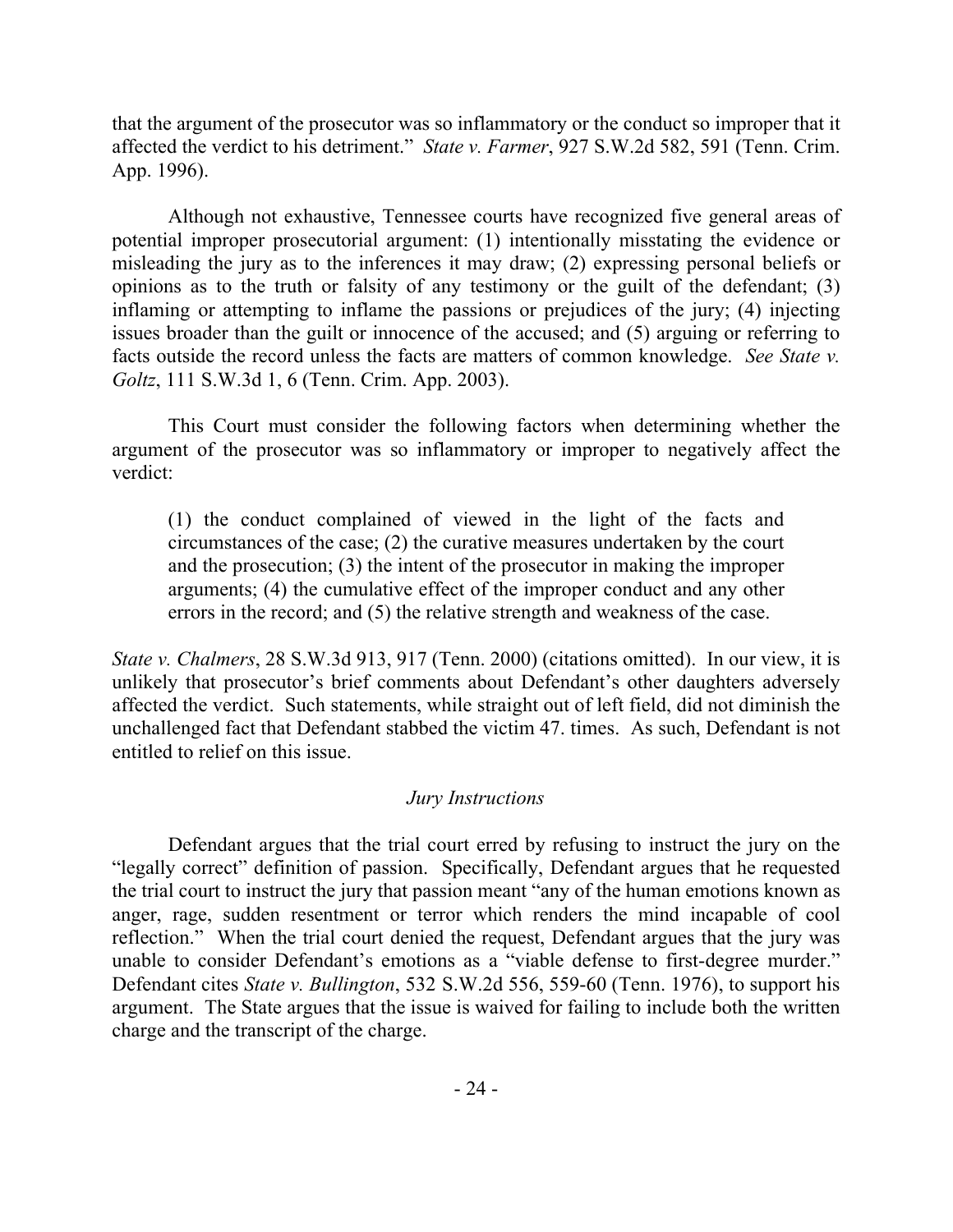that the argument of the prosecutor was so inflammatory or the conduct so improper that it affected the verdict to his detriment." *State v. Farmer*, 927 S.W.2d 582, 591 (Tenn. Crim. App. 1996).

Although not exhaustive, Tennessee courts have recognized five general areas of potential improper prosecutorial argument: (1) intentionally misstating the evidence or misleading the jury as to the inferences it may draw; (2) expressing personal beliefs or opinions as to the truth or falsity of any testimony or the guilt of the defendant; (3) inflaming or attempting to inflame the passions or prejudices of the jury; (4) injecting issues broader than the guilt or innocence of the accused; and (5) arguing or referring to facts outside the record unless the facts are matters of common knowledge. *See State v. Goltz*, 111 S.W.3d 1, 6 (Tenn. Crim. App. 2003).

This Court must consider the following factors when determining whether the argument of the prosecutor was so inflammatory or improper to negatively affect the verdict:

> (1) the conduct complained of viewed in the light of the facts and circumstances of the case; (2) the curative measures undertaken by the court and the prosecution; (3) the intent of the prosecutor in making the improper arguments; (4) the cumulative effect of the improper conduct and any other errors in the record; and (5) the relative strength and weakness of the case.

*State v. Chalmers*, 28 S.W.3d 913, 917 (Tenn. 2000) (citations omitted). In our view, it is unlikely that prosecutor's brief comments about Defendant's other daughters adversely affected the verdict. Such statements, while straight out of left field, did not diminish the unchallenged fact that Defendant stabbed the victim 47. times. As such, Defendant is not entitled to relief on this issue.

*Jury Instructions*

Defendant argues that the trial court erred by refusing to instruct the jury on the "legally correct" definition of passion. Specifically, Defendant argues that he requested the trial court to instruct the jury that passion meant "any of the human emotions known as anger, rage, sudden resentment or terror which renders the mind incapable of cool reflection." When the trial court denied the request, Defendant argues that the jury was unable to consider Defendant's emotions as a "viable defense to first-degree murder." Defendant cites *State v. Bullington*, 532 S.W.2d 556, 559-60 (Tenn. 1976), to support his argument. The State argues that the issue is waived for failing to include both the written charge and the transcript of the charge.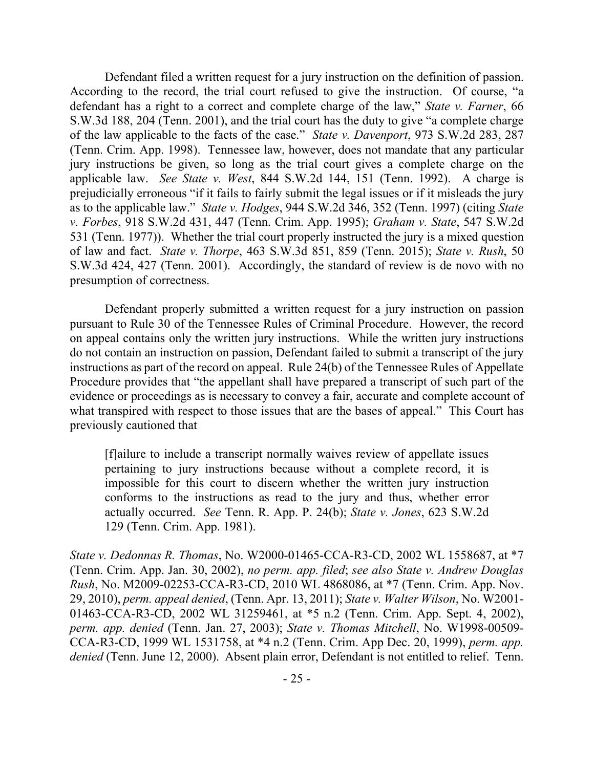Defendant filed a written request for a jury instruction on the definition of passion. According to the record, the trial court refused to give the instruction. Of course, "a defendant has a right to a correct and complete charge of the law," *State v. Farner*, 66 S.W.3d 188, 204 (Tenn. 2001), and the trial court has the duty to give "a complete charge of the law applicable to the facts of the case." *State v. Davenport*, 973 S.W.2d 283, 287 (Tenn. Crim. App. 1998). Tennessee law, however, does not mandate that any particular jury instructions be given, so long as the trial court gives a complete charge on the applicable law. *See State v. West*, 844 S.W.2d 144, 151 (Tenn. 1992). A charge is prejudicially erroneous "if it fails to fairly submit the legal issues or if it misleads the jury as to the applicable law." *State v. Hodges*, 944 S.W.2d 346, 352 (Tenn. 1997) (citing *State v. Forbes*, 918 S.W.2d 431, 447 (Tenn. Crim. App. 1995); *Graham v. State*, 547 S.W.2d 531 (Tenn. 1977)). Whether the trial court properly instructed the jury is a mixed question of law and fact. *State v. Thorpe*, 463 S.W.3d 851, 859 (Tenn. 2015); *State v. Rush*, 50 S.W.3d 424, 427 (Tenn. 2001). Accordingly, the standard of review is de novo with no presumption of correctness.

Defendant properly submitted a written request for a jury instruction on passion pursuant to Rule 30 of the Tennessee Rules of Criminal Procedure. However, the record on appeal contains only the written jury instructions. While the written jury instructions do not contain an instruction on passion, Defendant failed to submit a transcript of the jury instructions as part of the record on appeal. Rule 24(b) of the Tennessee Rules of Appellate Procedure provides that "the appellant shall have prepared a transcript of such part of the evidence or proceedings as is necessary to convey a fair, accurate and complete account of what transpired with respect to those issues that are the bases of appeal." This Court has previously cautioned that

> [f]ailure to include a transcript normally waives review of appellate issues pertaining to jury instructions because without a complete record, it is impossible for this court to discern whether the written jury instruction conforms to the instructions as read to the jury and thus, whether error actually occurred. *See* Tenn. R. App. P. 24(b); *State v. Jones*, 623 S.W.2d 129 (Tenn. Crim. App. 1981).

*State v. Dedonnas R. Thomas*, No. W2000-01465-CCA-R3-CD, 2002 WL 1558687, at *7 (Tenn. Crim. App. Jan. 30, 2002), *no perm. app. filed*; *see also State v. Andrew Douglas Rush*, No. M2009-02253-CCA-R3-CD, 2010 WL 4868086, at *7 (Tenn. Crim. App. Nov. 29, 2010), *perm. appeal denied*, (Tenn. Apr. 13, 2011); *State v. Walter Wilson*, No. W2001-01463-CCA-R3-CD, 2002 WL 31259461, at *5 n.2 (Tenn. Crim. App. Sept. 4, 2002), *perm. app. denied* (Tenn. Jan. 27, 2003); *State v. Thomas Mitchell*, No. W1998-00509-CCA-R3-CD, 1999 WL 1531758, at *4 n.2 (Tenn. Crim App Dec. 20, 1999), *perm. app. denied* (Tenn. June 12, 2000). Absent plain error, Defendant is not entitled to relief. Tenn.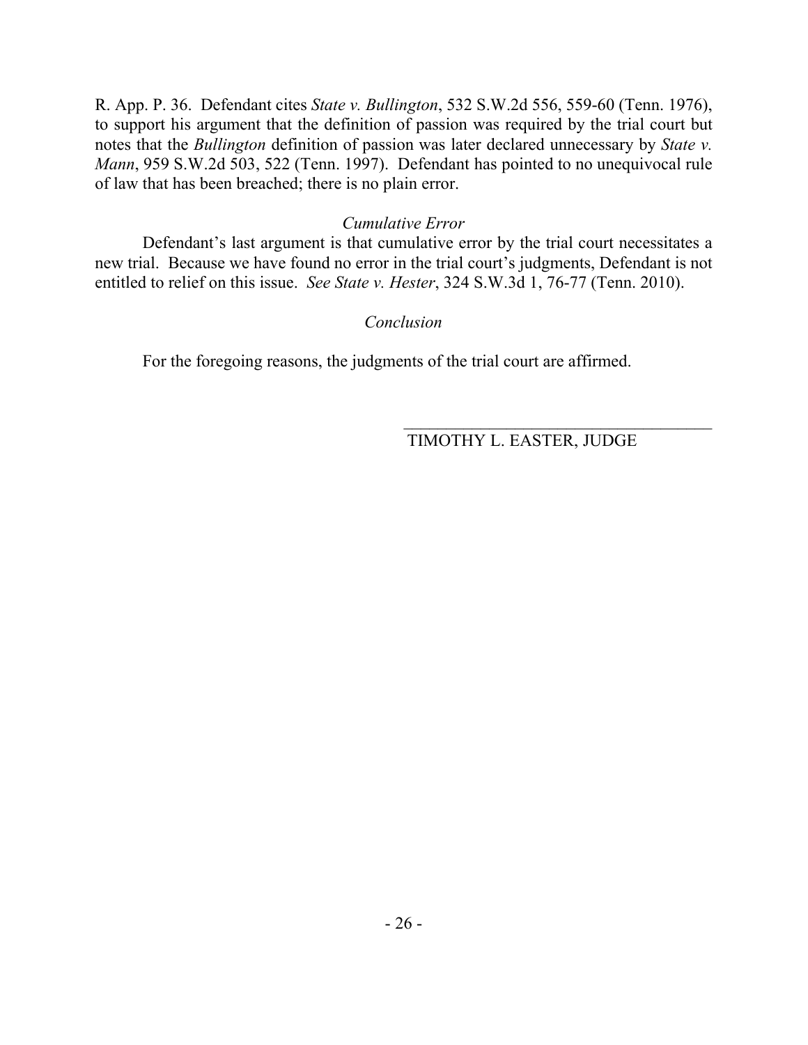R. App. P. 36. Defendant cites *State v. Bullington*, 532 S.W.2d 556, 559-60 (Tenn. 1976), to support his argument that the definition of passion was required by the trial court but notes that the *Bullington* definition of passion was later declared unnecessary by *State v. Mann*, 959 S.W.2d 503, 522 (Tenn. 1997). Defendant has pointed to no unequivocal rule of law that has been breached; there is no plain error.

*Cumulative Error*

Defendant's last argument is that cumulative error by the trial court necessitates a new trial. Because we have found no error in the trial court's judgments, Defendant is not entitled to relief on this issue. *See State v. Hester*, 324 S.W.3d 1, 76-77 (Tenn. 2010).

*Conclusion*

For the foregoing reasons, the judgments of the trial court are affirmed.

\_\_\_\_\_\_\_\_\_\_\_\_\_\_\_\_\_\_\_\_\_\_\_\_\_\_\_\_\_\_\_\_\_\_\_\_\_\_\_\_

TIMOTHY L. EASTER, JUDGE